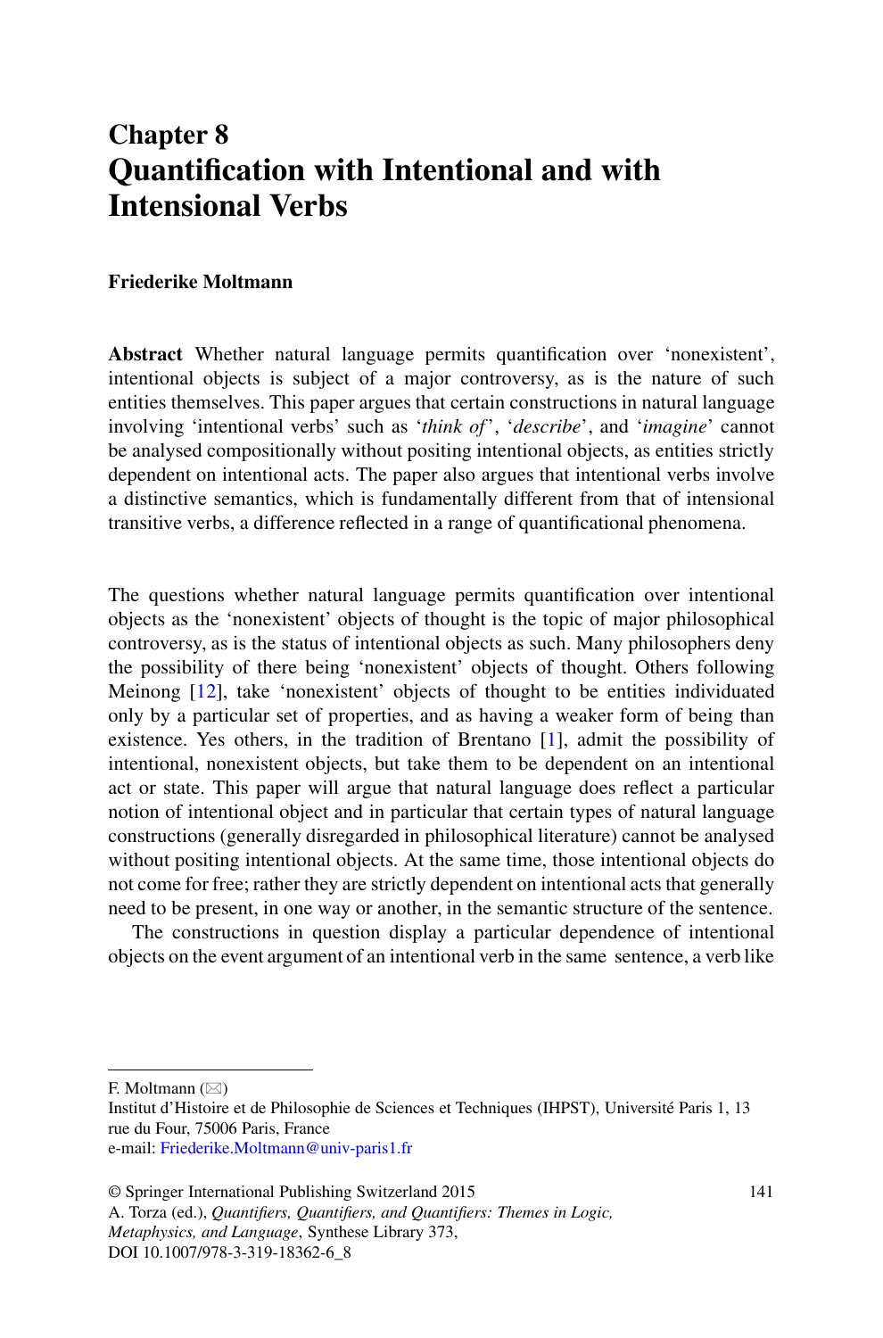# Chapter 8
# Quantification with Intentional and with Intensional Verbs

**Friederike Moltmann**

**Abstract** Whether natural language permits quantification over 'nonexistent', intentional objects is subject of a major controversy, as is the nature of such entities themselves. This paper argues that certain constructions in natural language involving 'intentional verbs' such as '*think of*', '*describe*', and '*imagine*' cannot be analysed compositionally without positing intentional objects, as entities strictly dependent on intentional acts. The paper also argues that intentional verbs involve a distinctive semantics, which is fundamentally different from that of intensional transitive verbs, a difference reflected in a range of quantificational phenomena.

The questions whether natural language permits quantification over intentional objects as the 'nonexistent' objects of thought is the topic of major philosophical controversy, as is the status of intentional objects as such. Many philosophers deny the possibility of there being 'nonexistent' objects of thought. Others following Meinong [12], take 'nonexistent' objects of thought to be entities individuated only by a particular set of properties, and as having a weaker form of being than existence. Yes others, in the tradition of Brentano [1], admit the possibility of intentional, nonexistent objects, but take them to be dependent on an intentional act or state. This paper will argue that natural language does reflect a particular notion of intentional object and in particular that certain types of natural language constructions (generally disregarded in philosophical literature) cannot be analysed without positing intentional objects. At the same time, those intentional objects do not come for free; rather they are strictly dependent on intentional acts that generally need to be present, in one way or another, in the semantic structure of the sentence.

The constructions in question display a particular dependence of intentional objects on the event argument of an intentional verb in the same sentence, a verb like

---

F. Moltmann (✉)
Institut d'Histoire et de Philosophie de Sciences et Techniques (IHPST), Université Paris 1, 13 rue du Four, 75006 Paris, France
e-mail: Friederike.Moltmann@univ-paris1.fr

© Springer International Publishing Switzerland 2015
A. Torza (ed.), *Quantifiers, Quantifiers, and Quantifiers: Themes in Logic, Metaphysics, and Language*, Synthese Library 373,
DOI 10.1007/978-3-319-18362-6_8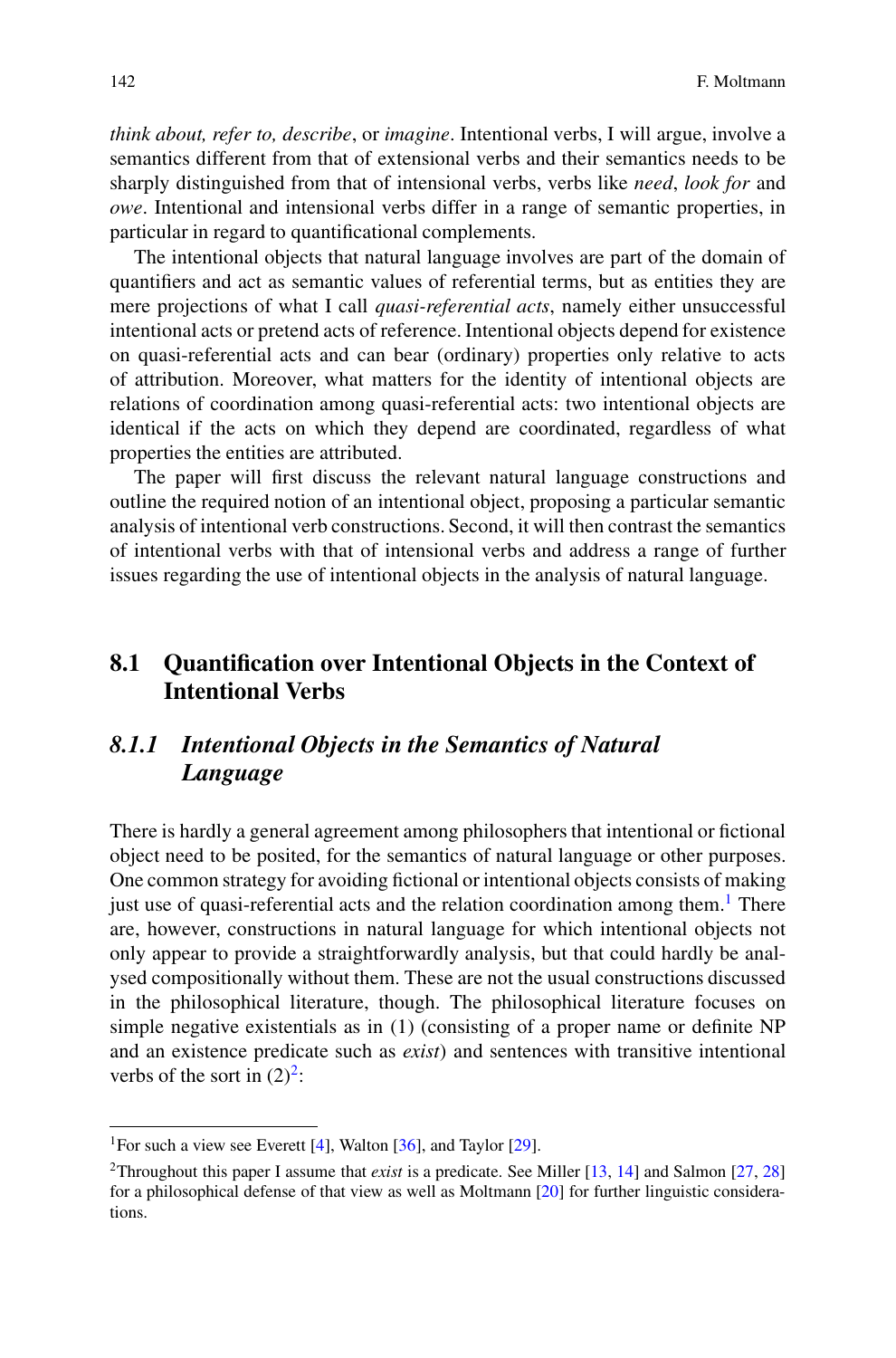*think about, refer to, describe*, or *imagine*. Intentional verbs, I will argue, involve a semantics different from that of extensional verbs and their semantics needs to be sharply distinguished from that of intensional verbs, verbs like *need*, *look for* and *owe*. Intentional and intensional verbs differ in a range of semantic properties, in particular in regard to quantificational complements.

The intentional objects that natural language involves are part of the domain of quantifiers and act as semantic values of referential terms, but as entities they are mere projections of what I call *quasi-referential acts*, namely either unsuccessful intentional acts or pretend acts of reference. Intentional objects depend for existence on quasi-referential acts and can bear (ordinary) properties only relative to acts of attribution. Moreover, what matters for the identity of intentional objects are relations of coordination among quasi-referential acts: two intentional objects are identical if the acts on which they depend are coordinated, regardless of what properties the entities are attributed.

The paper will first discuss the relevant natural language constructions and outline the required notion of an intentional object, proposing a particular semantic analysis of intentional verb constructions. Second, it will then contrast the semantics of intentional verbs with that of intensional verbs and address a range of further issues regarding the use of intentional objects in the analysis of natural language.

## 8.1 Quantification over Intentional Objects in the Context of Intentional Verbs

### *8.1.1 Intentional Objects in the Semantics of Natural Language*

There is hardly a general agreement among philosophers that intentional or fictional object need to be posited, for the semantics of natural language or other purposes. One common strategy for avoiding fictional or intentional objects consists of making just use of quasi-referential acts and the relation coordination among them.[1] There are, however, constructions in natural language for which intentional objects not only appear to provide a straightforwardly analysis, but that could hardly be analysed compositionally without them. These are not the usual constructions discussed in the philosophical literature, though. The philosophical literature focuses on simple negative existentials as in (1) (consisting of a proper name or definite NP and an existence predicate such as *exist*) and sentences with transitive intentional verbs of the sort in (2)[2]:

[1] For such a view see Everett [4], Walton [36], and Taylor [29].

[2] Throughout this paper I assume that *exist* is a predicate. See Miller [13, 14] and Salmon [27, 28] for a philosophical defense of that view as well as Moltmann [20] for further linguistic considerations.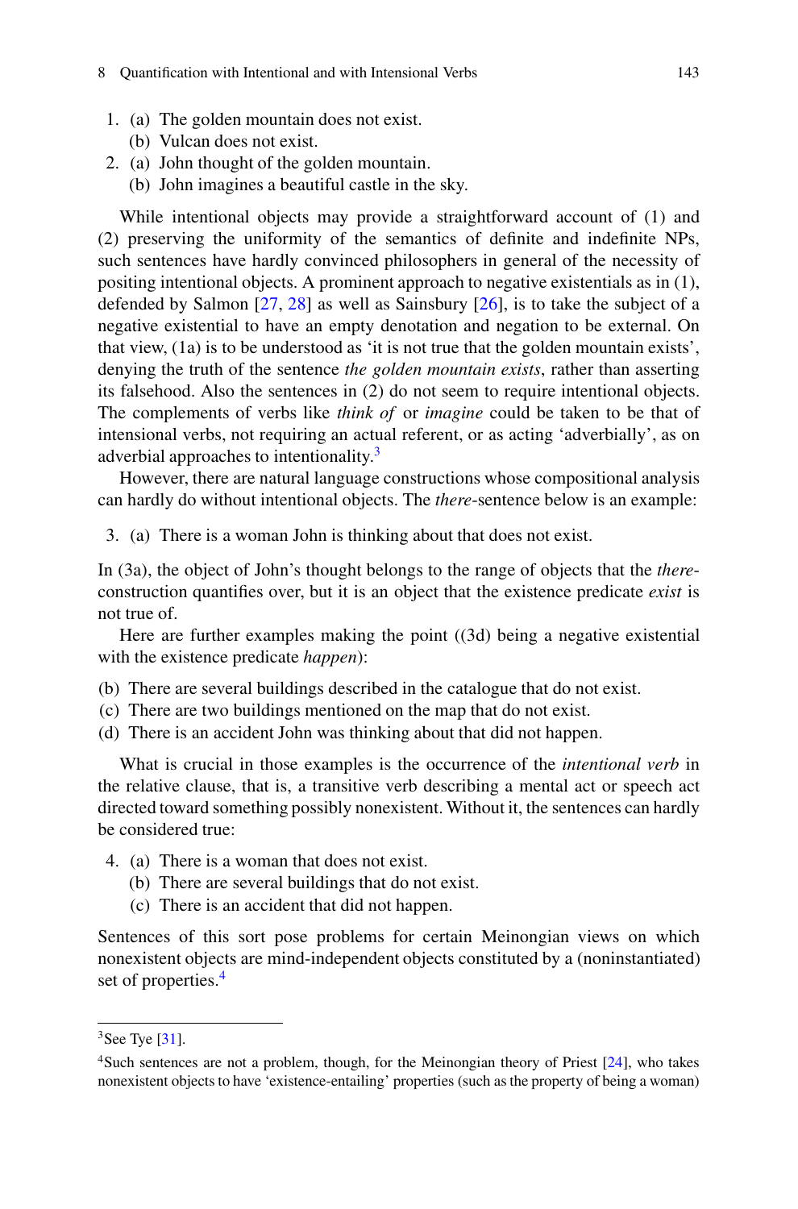1. (a) The golden mountain does not exist.
   (b) Vulcan does not exist.
2. (a) John thought of the golden mountain.
   (b) John imagines a beautiful castle in the sky.

While intentional objects may provide a straightforward account of (1) and (2) preserving the uniformity of the semantics of definite and indefinite NPs, such sentences have hardly convinced philosophers in general of the necessity of positing intentional objects. A prominent approach to negative existentials as in (1), defended by Salmon [27, 28] as well as Sainsbury [26], is to take the subject of a negative existential to have an empty denotation and negation to be external. On that view, (1a) is to be understood as 'it is not true that the golden mountain exists', denying the truth of the sentence *the golden mountain exists*, rather than asserting its falsehood. Also the sentences in (2) do not seem to require intentional objects. The complements of verbs like *think of* or *imagine* could be taken to be that of intensional verbs, not requiring an actual referent, or as acting 'adverbially', as on adverbial approaches to intentionality.[3]

However, there are natural language constructions whose compositional analysis can hardly do without intentional objects. The *there*-sentence below is an example:

3. (a) There is a woman John is thinking about that does not exist.

In (3a), the object of John's thought belongs to the range of objects that the *there*-construction quantifies over, but it is an object that the existence predicate *exist* is not true of.

Here are further examples making the point ((3d) being a negative existential with the existence predicate *happen*):

(b) There are several buildings described in the catalogue that do not exist.
(c) There are two buildings mentioned on the map that do not exist.
(d) There is an accident John was thinking about that did not happen.

What is crucial in those examples is the occurrence of the *intentional verb* in the relative clause, that is, a transitive verb describing a mental act or speech act directed toward something possibly nonexistent. Without it, the sentences can hardly be considered true:

4. (a) There is a woman that does not exist.
   (b) There are several buildings that do not exist.
   (c) There is an accident that did not happen.

Sentences of this sort pose problems for certain Meinongian views on which nonexistent objects are mind-independent objects constituted by a (noninstantiated) set of properties.[4]

---

[3] See Tye [31].

[4] Such sentences are not a problem, though, for the Meinongian theory of Priest [24], who takes nonexistent objects to have 'existence-entailing' properties (such as the property of being a woman)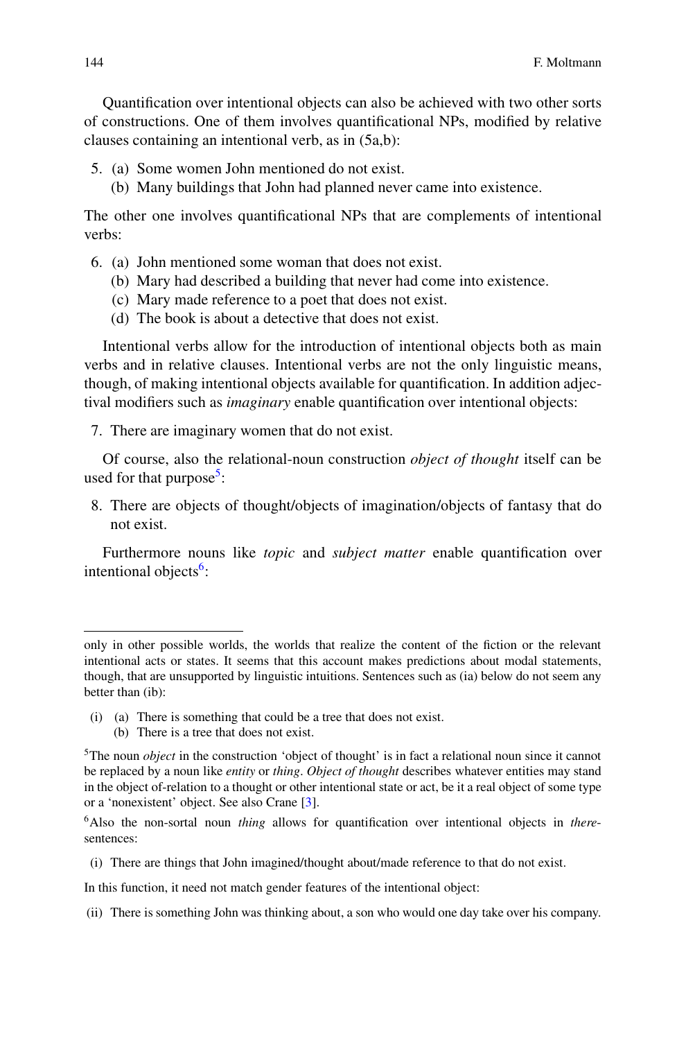Quantification over intentional objects can also be achieved with two other sorts of constructions. One of them involves quantificational NPs, modified by relative clauses containing an intentional verb, as in (5a,b):

5. (a) Some women John mentioned do not exist.
   (b) Many buildings that John had planned never came into existence.

The other one involves quantificational NPs that are complements of intentional verbs:

6. (a) John mentioned some woman that does not exist.
   (b) Mary had described a building that never had come into existence.
   (c) Mary made reference to a poet that does not exist.
   (d) The book is about a detective that does not exist.

Intentional verbs allow for the introduction of intentional objects both as main verbs and in relative clauses. Intentional verbs are not the only linguistic means, though, of making intentional objects available for quantification. In addition adjectival modifiers such as *imaginary* enable quantification over intentional objects:

7. There are imaginary women that do not exist.

Of course, also the relational-noun construction *object of thought* itself can be used for that purpose[5]:

8. There are objects of thought/objects of imagination/objects of fantasy that do not exist.

Furthermore nouns like *topic* and *subject matter* enable quantification over intentional objects[6]:

---

only in other possible worlds, the worlds that realize the content of the fiction or the relevant intentional acts or states. It seems that this account makes predictions about modal statements, though, that are unsupported by linguistic intuitions. Sentences such as (ia) below do not seem any better than (ib):

(i) (a) There is something that could be a tree that does not exist.
    (b) There is a tree that does not exist.

[5]The noun *object* in the construction 'object of thought' is in fact a relational noun since it cannot be replaced by a noun like *entity* or *thing*. *Object of thought* describes whatever entities may stand in the object of-relation to a thought or other intentional state or act, be it a real object of some type or a 'nonexistent' object. See also Crane [3].

[6]Also the non-sortal noun *thing* allows for quantification over intentional objects in *there*-sentences:

(i) There are things that John imagined/thought about/made reference to that do not exist.

In this function, it need not match gender features of the intentional object:

(ii) There is something John was thinking about, a son who would one day take over his company.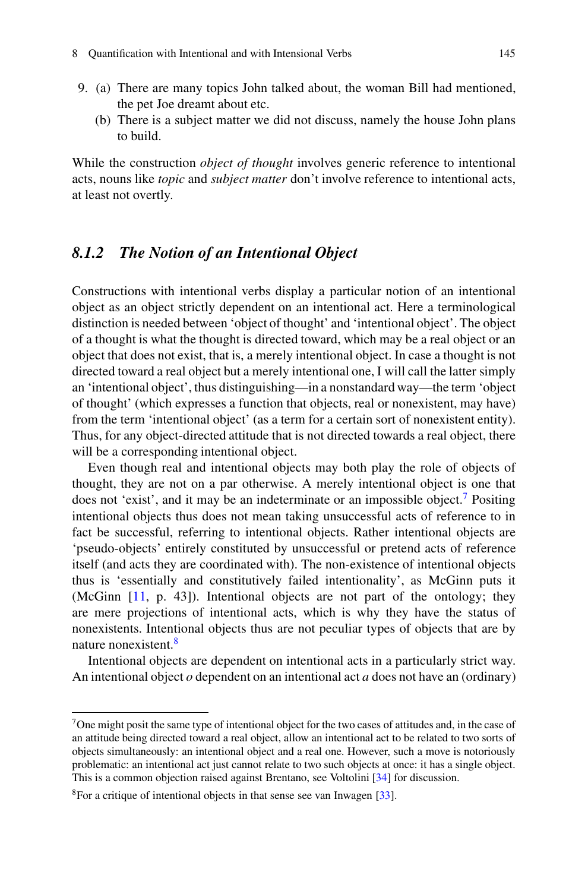9. (a) There are many topics John talked about, the woman Bill had mentioned, the pet Joe dreamt about etc.
   (b) There is a subject matter we did not discuss, namely the house John plans to build.

While the construction *object of thought* involves generic reference to intentional acts, nouns like *topic* and *subject matter* don't involve reference to intentional acts, at least not overtly.

### *8.1.2 The Notion of an Intentional Object*

Constructions with intentional verbs display a particular notion of an intentional object as an object strictly dependent on an intentional act. Here a terminological distinction is needed between 'object of thought' and 'intentional object'. The object of a thought is what the thought is directed toward, which may be a real object or an object that does not exist, that is, a merely intentional object. In case a thought is not directed toward a real object but a merely intentional one, I will call the latter simply an 'intentional object', thus distinguishing—in a nonstandard way—the term 'object of thought' (which expresses a function that objects, real or nonexistent, may have) from the term 'intentional object' (as a term for a certain sort of nonexistent entity). Thus, for any object-directed attitude that is not directed towards a real object, there will be a corresponding intentional object.

Even though real and intentional objects may both play the role of objects of thought, they are not on a par otherwise. A merely intentional object is one that does not 'exist', and it may be an indeterminate or an impossible object.[7] Positing intentional objects thus does not mean taking unsuccessful acts of reference to in fact be successful, referring to intentional objects. Rather intentional objects are 'pseudo-objects' entirely constituted by unsuccessful or pretend acts of reference itself (and acts they are coordinated with). The non-existence of intentional objects thus is 'essentially and constitutively failed intentionality', as McGinn puts it (McGinn [11, p. 43]). Intentional objects are not part of the ontology; they are mere projections of intentional acts, which is why they have the status of nonexistents. Intentional objects thus are not peculiar types of objects that are by nature nonexistent.[8]

Intentional objects are dependent on intentional acts in a particularly strict way. An intentional object *o* dependent on an intentional act *a* does not have an (ordinary)

---

[7] One might posit the same type of intentional object for the two cases of attitudes and, in the case of an attitude being directed toward a real object, allow an intentional act to be related to two sorts of objects simultaneously: an intentional object and a real one. However, such a move is notoriously problematic: an intentional act just cannot relate to two such objects at once: it has a single object. This is a common objection raised against Brentano, see Voltolini [34] for discussion.

[8] For a critique of intentional objects in that sense see van Inwagen [33].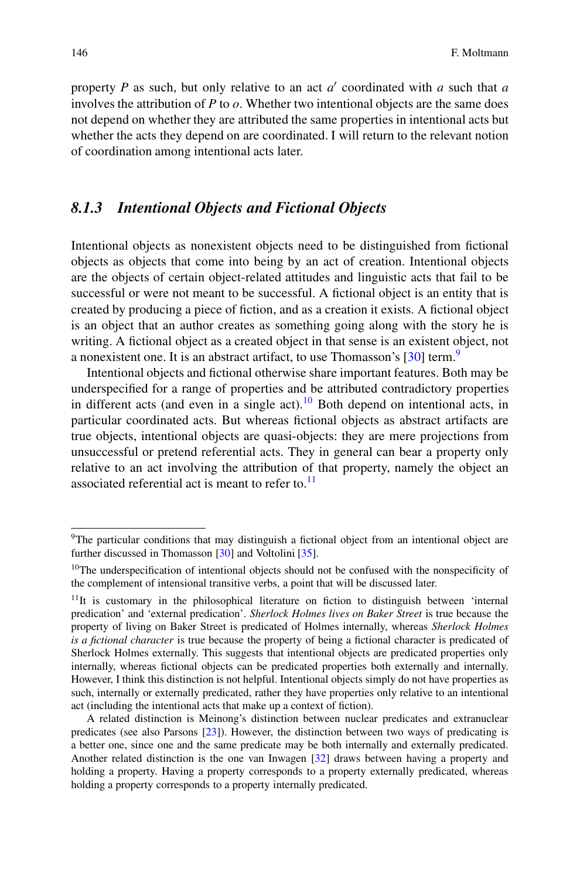property $P$ as such, but only relative to an act $a'$ coordinated with $a$ such that $a$ involves the attribution of $P$ to $o$. Whether two intentional objects are the same does not depend on whether they are attributed the same properties in intentional acts but whether the acts they depend on are coordinated. I will return to the relevant notion of coordination among intentional acts later.

### 8.1.3 *Intentional Objects and Fictional Objects*

Intentional objects as nonexistent objects need to be distinguished from fictional objects as objects that come into being by an act of creation. Intentional objects are the objects of certain object-related attitudes and linguistic acts that fail to be successful or were not meant to be successful. A fictional object is an entity that is created by producing a piece of fiction, and as a creation it exists. A fictional object is an object that an author creates as something going along with the story he is writing. A fictional object as a created object in that sense is an existent object, not a nonexistent one. It is an abstract artifact, to use Thomasson's [30] term.[9]

Intentional objects and fictional otherwise share important features. Both may be underspecified for a range of properties and be attributed contradictory properties in different acts (and even in a single act).[10] Both depend on intentional acts, in particular coordinated acts. But whereas fictional objects as abstract artifacts are true objects, intentional objects are quasi-objects: they are mere projections from unsuccessful or pretend referential acts. They in general can bear a property only relative to an act involving the attribution of that property, namely the object an associated referential act is meant to refer to.[11]

---

[9]The particular conditions that may distinguish a fictional object from an intentional object are further discussed in Thomasson [30] and Voltolini [35].

[10]The underspecification of intentional objects should not be confused with the nonspecificity of the complement of intensional transitive verbs, a point that will be discussed later.

[11]It is customary in the philosophical literature on fiction to distinguish between 'internal predication' and 'external predication'. *Sherlock Holmes lives on Baker Street* is true because the property of living on Baker Street is predicated of Holmes internally, whereas *Sherlock Holmes is a fictional character* is true because the property of being a fictional character is predicated of Sherlock Holmes externally. This suggests that intentional objects are predicated properties only internally, whereas fictional objects can be predicated properties both externally and internally. However, I think this distinction is not helpful. Intentional objects simply do not have properties as such, internally or externally predicated, rather they have properties only relative to an intentional act (including the intentional acts that make up a context of fiction).

A related distinction is Meinong's distinction between nuclear predicates and extranuclear predicates (see also Parsons [23]). However, the distinction between two ways of predicating is a better one, since one and the same predicate may be both internally and externally predicated. Another related distinction is the one van Inwagen [32] draws between having a property and holding a property. Having a property corresponds to a property externally predicated, whereas holding a property corresponds to a property internally predicated.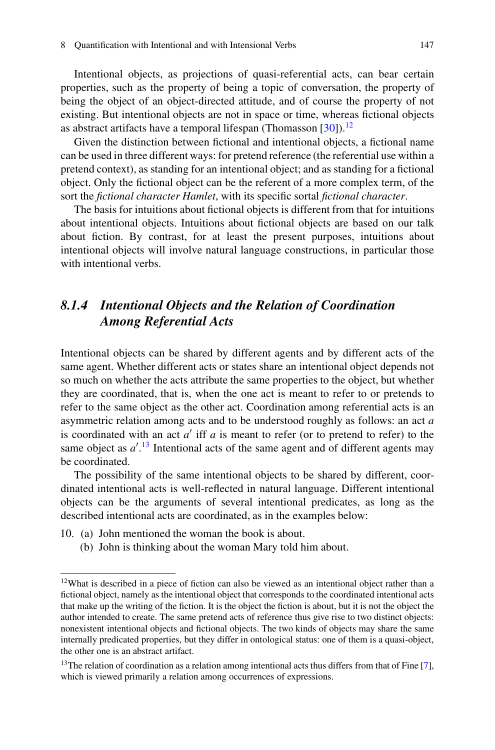Intentional objects, as projections of quasi-referential acts, can bear certain properties, such as the property of being a topic of conversation, the property of being the object of an object-directed attitude, and of course the property of not existing. But intentional objects are not in space or time, whereas fictional objects as abstract artifacts have a temporal lifespan (Thomasson [30]).[12]

Given the distinction between fictional and intentional objects, a fictional name can be used in three different ways: for pretend reference (the referential use within a pretend context), as standing for an intentional object; and as standing for a fictional object. Only the fictional object can be the referent of a more complex term, of the sort the *fictional character Hamlet*, with its specific sortal *fictional character*.

The basis for intuitions about fictional objects is different from that for intuitions about intentional objects. Intuitions about fictional objects are based on our talk about fiction. By contrast, for at least the present purposes, intuitions about intentional objects will involve natural language constructions, in particular those with intentional verbs.

### *8.1.4 Intentional Objects and the Relation of Coordination Among Referential Acts*

Intentional objects can be shared by different agents and by different acts of the same agent. Whether different acts or states share an intentional object depends not so much on whether the acts attribute the same properties to the object, but whether they are coordinated, that is, when the one act is meant to refer to or pretends to refer to the same object as the other act. Coordination among referential acts is an asymmetric relation among acts and to be understood roughly as follows: an act $a$ is coordinated with an act $a'$ iff $a$ is meant to refer (or to pretend to refer) to the same object as $a'$.[13] Intentional acts of the same agent and of different agents may be coordinated.

The possibility of the same intentional objects to be shared by different, coordinated intentional acts is well-reflected in natural language. Different intentional objects can be the arguments of several intentional predicates, as long as the described intentional acts are coordinated, as in the examples below:

10. (a) John mentioned the woman the book is about.
    (b) John is thinking about the woman Mary told him about.

---

[12] What is described in a piece of fiction can also be viewed as an intentional object rather than a fictional object, namely as the intentional object that corresponds to the coordinated intentional acts that make up the writing of the fiction. It is the object the fiction is about, but it is not the object the author intended to create. The same pretend acts of reference thus give rise to two distinct objects: nonexistent intentional objects and fictional objects. The two kinds of objects may share the same internally predicated properties, but they differ in ontological status: one of them is a quasi-object, the other one is an abstract artifact.

[13] The relation of coordination as a relation among intentional acts thus differs from that of Fine [7], which is viewed primarily a relation among occurrences of expressions.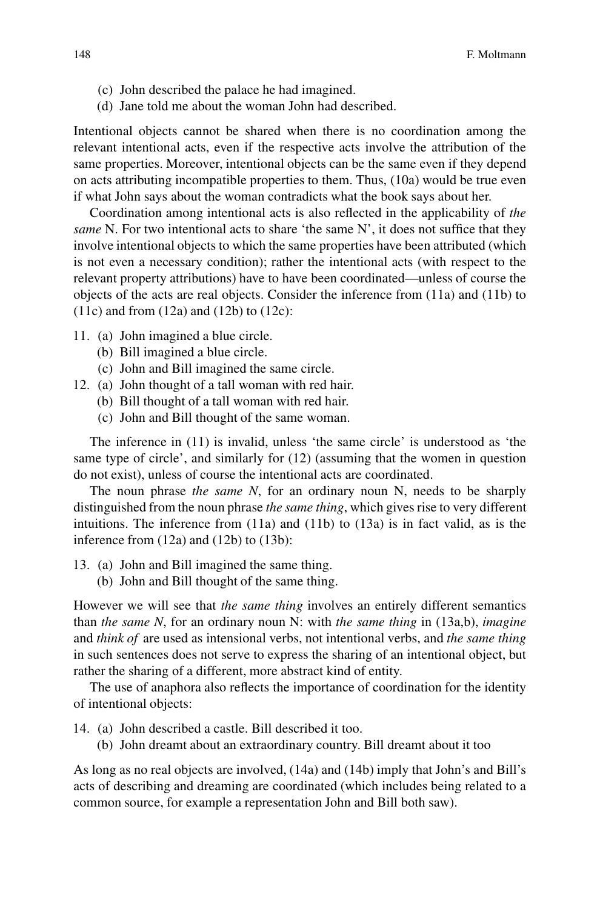(c) John described the palace he had imagined.
(d) Jane told me about the woman John had described.

Intentional objects cannot be shared when there is no coordination among the relevant intentional acts, even if the respective acts involve the attribution of the same properties. Moreover, intentional objects can be the same even if they depend on acts attributing incompatible properties to them. Thus, (10a) would be true even if what John says about the woman contradicts what the book says about her.

Coordination among intentional acts is also reflected in the applicability of *the same* N. For two intentional acts to share 'the same N', it does not suffice that they involve intentional objects to which the same properties have been attributed (which is not even a necessary condition); rather the intentional acts (with respect to the relevant property attributions) have to have been coordinated—unless of course the objects of the acts are real objects. Consider the inference from (11a) and (11b) to (11c) and from (12a) and (12b) to (12c):

11. (a) John imagined a blue circle.
    (b) Bill imagined a blue circle.
    (c) John and Bill imagined the same circle.
12. (a) John thought of a tall woman with red hair.
    (b) Bill thought of a tall woman with red hair.
    (c) John and Bill thought of the same woman.

The inference in (11) is invalid, unless 'the same circle' is understood as 'the same type of circle', and similarly for (12) (assuming that the women in question do not exist), unless of course the intentional acts are coordinated.

The noun phrase *the same N*, for an ordinary noun N, needs to be sharply distinguished from the noun phrase *the same thing*, which gives rise to very different intuitions. The inference from (11a) and (11b) to (13a) is in fact valid, as is the inference from (12a) and (12b) to (13b):

13. (a) John and Bill imagined the same thing.
    (b) John and Bill thought of the same thing.

However we will see that *the same thing* involves an entirely different semantics than *the same N*, for an ordinary noun N: with *the same thing* in (13a,b), *imagine* and *think of* are used as intensional verbs, not intentional verbs, and *the same thing* in such sentences does not serve to express the sharing of an intentional object, but rather the sharing of a different, more abstract kind of entity.

The use of anaphora also reflects the importance of coordination for the identity of intentional objects:

14. (a) John described a castle. Bill described it too.
    (b) John dreamt about an extraordinary country. Bill dreamt about it too

As long as no real objects are involved, (14a) and (14b) imply that John's and Bill's acts of describing and dreaming are coordinated (which includes being related to a common source, for example a representation John and Bill both saw).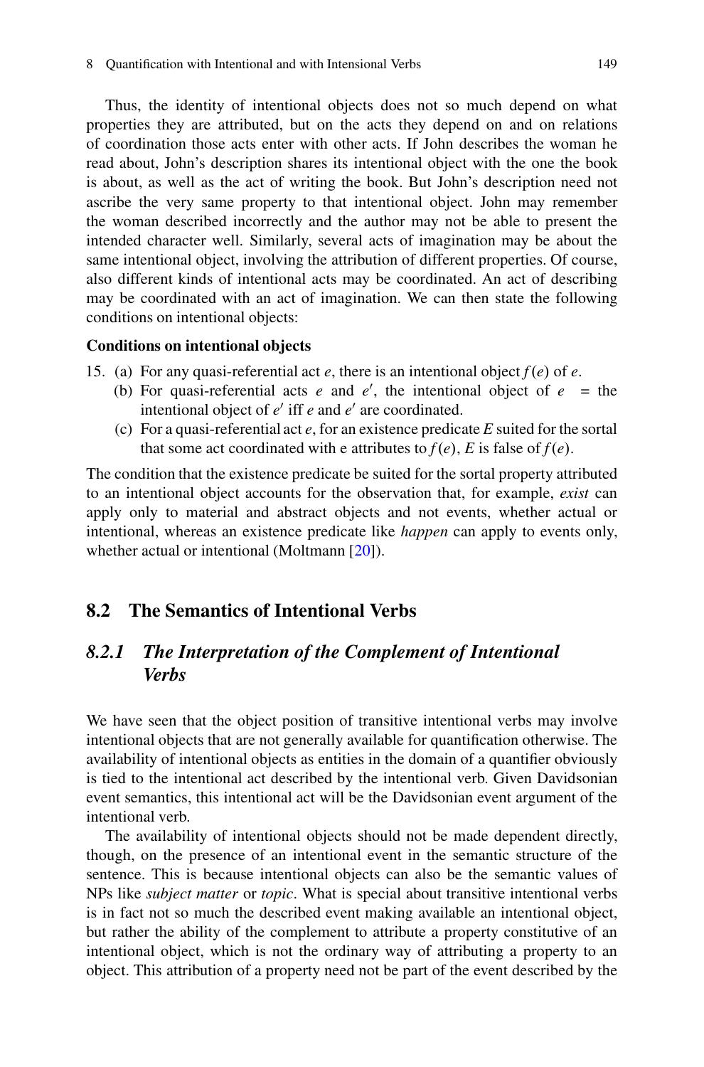Thus, the identity of intentional objects does not so much depend on what properties they are attributed, but on the acts they depend on and on relations of coordination those acts enter with other acts. If John describes the woman he read about, John's description shares its intentional object with the one the book is about, as well as the act of writing the book. But John's description need not ascribe the very same property to that intentional object. John may remember the woman described incorrectly and the author may not be able to present the intended character well. Similarly, several acts of imagination may be about the same intentional object, involving the attribution of different properties. Of course, also different kinds of intentional acts may be coordinated. An act of describing may be coordinated with an act of imagination. We can then state the following conditions on intentional objects:

**Conditions on intentional objects**

15. (a) For any quasi-referential act $e$, there is an intentional object $f(e)$ of $e$.
    (b) For quasi-referential acts $e$ and $e'$, the intentional object of $e$ = the intentional object of $e'$ iff $e$ and $e'$ are coordinated.
    (c) For a quasi-referential act $e$, for an existence predicate $E$ suited for the sortal that some act coordinated with e attributes to $f(e)$, $E$ is false of $f(e)$.

The condition that the existence predicate be suited for the sortal property attributed to an intentional object accounts for the observation that, for example, *exist* can apply only to material and abstract objects and not events, whether actual or intentional, whereas an existence predicate like *happen* can apply to events only, whether actual or intentional (Moltmann [20]).

## 8.2 The Semantics of Intentional Verbs

### *8.2.1 The Interpretation of the Complement of Intentional Verbs*

We have seen that the object position of transitive intentional verbs may involve intentional objects that are not generally available for quantification otherwise. The availability of intentional objects as entities in the domain of a quantifier obviously is tied to the intentional act described by the intentional verb. Given Davidsonian event semantics, this intentional act will be the Davidsonian event argument of the intentional verb.

The availability of intentional objects should not be made dependent directly, though, on the presence of an intentional event in the semantic structure of the sentence. This is because intentional objects can also be the semantic values of NPs like *subject matter* or *topic*. What is special about transitive intentional verbs is in fact not so much the described event making available an intentional object, but rather the ability of the complement to attribute a property constitutive of an intentional object, which is not the ordinary way of attributing a property to an object. This attribution of a property need not be part of the event described by the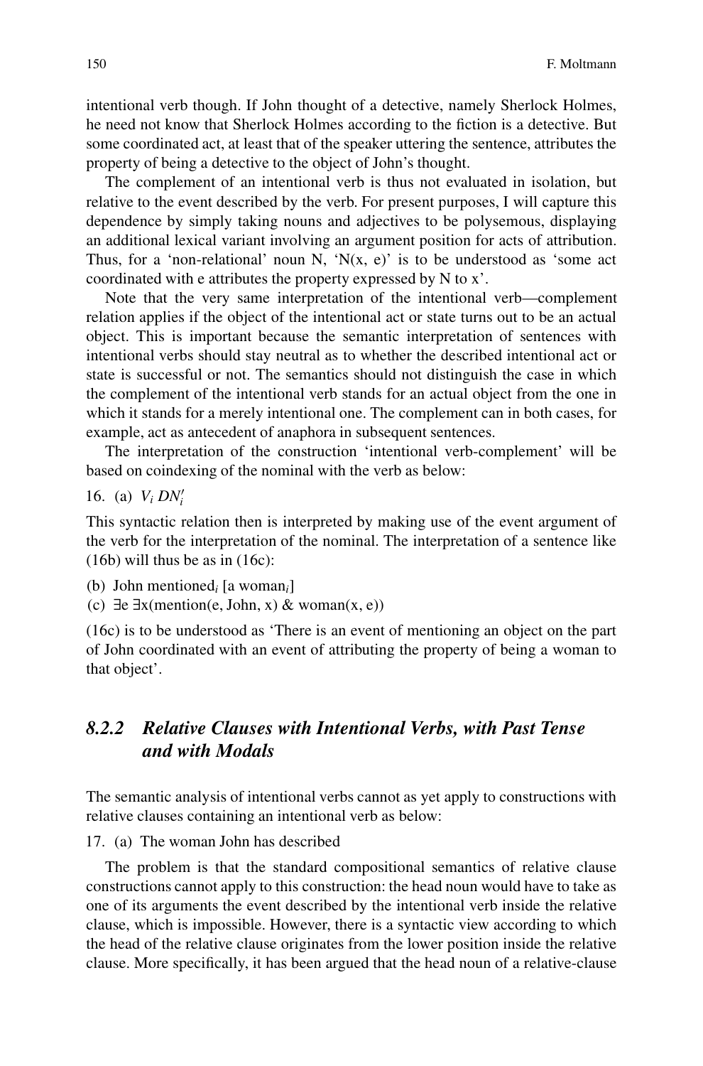intentional verb though. If John thought of a detective, namely Sherlock Holmes, he need not know that Sherlock Holmes according to the fiction is a detective. But some coordinated act, at least that of the speaker uttering the sentence, attributes the property of being a detective to the object of John's thought.

The complement of an intentional verb is thus not evaluated in isolation, but relative to the event described by the verb. For present purposes, I will capture this dependence by simply taking nouns and adjectives to be polysemous, displaying an additional lexical variant involving an argument position for acts of attribution. Thus, for a 'non-relational' noun N, 'N(x, e)' is to be understood as 'some act coordinated with e attributes the property expressed by N to x'.

Note that the very same interpretation of the intentional verb—complement relation applies if the object of the intentional act or state turns out to be an actual object. This is important because the semantic interpretation of sentences with intentional verbs should stay neutral as to whether the described intentional act or state is successful or not. The semantics should not distinguish the case in which the complement of the intentional verb stands for an actual object from the one in which it stands for a merely intentional one. The complement can in both cases, for example, act as antecedent of anaphora in subsequent sentences.

The interpretation of the construction 'intentional verb-complement' will be based on coindexing of the nominal with the verb as below:

16. (a) $V_i \; DN'_i$

This syntactic relation then is interpreted by making use of the event argument of the verb for the interpretation of the nominal. The interpretation of a sentence like (16b) will thus be as in (16c):

(b) John mentioned$_i$ [a woman$_i$]

(c) $\exists e\ \exists x(\text{mention}(e, \text{John}, x)\ \&\ \text{woman}(x, e))$

(16c) is to be understood as 'There is an event of mentioning an object on the part of John coordinated with an event of attributing the property of being a woman to that object'.

### *8.2.2 Relative Clauses with Intentional Verbs, with Past Tense and with Modals*

The semantic analysis of intentional verbs cannot as yet apply to constructions with relative clauses containing an intentional verb as below:

17. (a) The woman John has described

The problem is that the standard compositional semantics of relative clause constructions cannot apply to this construction: the head noun would have to take as one of its arguments the event described by the intentional verb inside the relative clause, which is impossible. However, there is a syntactic view according to which the head of the relative clause originates from the lower position inside the relative clause. More specifically, it has been argued that the head noun of a relative-clause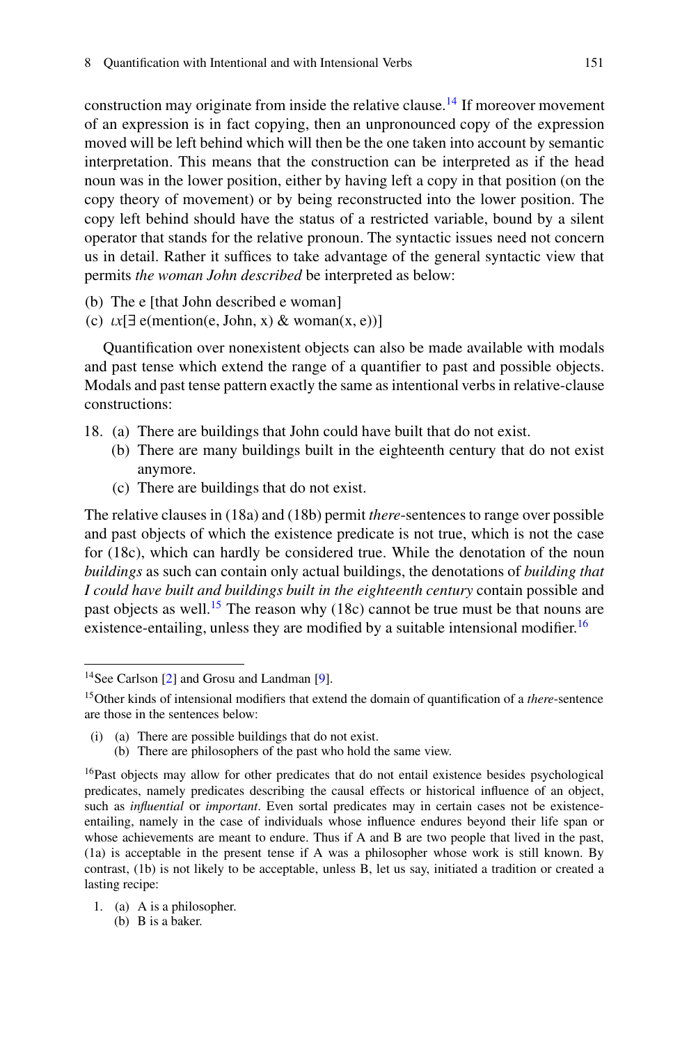construction may originate from inside the relative clause.[14] If moreover movement of an expression is in fact copying, then an unpronounced copy of the expression moved will be left behind which will then be the one taken into account by semantic interpretation. This means that the construction can be interpreted as if the head noun was in the lower position, either by having left a copy in that position (on the copy theory of movement) or by being reconstructed into the lower position. The copy left behind should have the status of a restricted variable, bound by a silent operator that stands for the relative pronoun. The syntactic issues need not concern us in detail. Rather it suffices to take advantage of the general syntactic view that permits *the woman John described* be interpreted as below:

(b) The e [that John described e woman]
(c) $\iota x[\exists e(\text{mention}(e, \text{John}, x) \ \& \ \text{woman}(x, e))]$

Quantification over nonexistent objects can also be made available with modals and past tense which extend the range of a quantifier to past and possible objects. Modals and past tense pattern exactly the same as intentional verbs in relative-clause constructions:

18. (a) There are buildings that John could have built that do not exist.
    (b) There are many buildings built in the eighteenth century that do not exist anymore.
    (c) There are buildings that do not exist.

The relative clauses in (18a) and (18b) permit *there*-sentences to range over possible and past objects of which the existence predicate is not true, which is not the case for (18c), which can hardly be considered true. While the denotation of the noun *buildings* as such can contain only actual buildings, the denotations of *building that I could have built and buildings built in the eighteenth century* contain possible and past objects as well.[15] The reason why (18c) cannot be true must be that nouns are existence-entailing, unless they are modified by a suitable intensional modifier.[16]

---

[14] See Carlson [2] and Grosu and Landman [9].

[15] Other kinds of intensional modifiers that extend the domain of quantification of a *there*-sentence are those in the sentences below:

(i) (a) There are possible buildings that do not exist.
    (b) There are philosophers of the past who hold the same view.

[16] Past objects may allow for other predicates that do not entail existence besides psychological predicates, namely predicates describing the causal effects or historical influence of an object, such as *influential* or *important*. Even sortal predicates may in certain cases not be existence-entailing, namely in the case of individuals whose influence endures beyond their life span or whose achievements are meant to endure. Thus if A and B are two people that lived in the past, (1a) is acceptable in the present tense if A was a philosopher whose work is still known. By contrast, (1b) is not likely to be acceptable, unless B, let us say, initiated a tradition or created a lasting recipe:

1. (a) A is a philosopher.
   (b) B is a baker.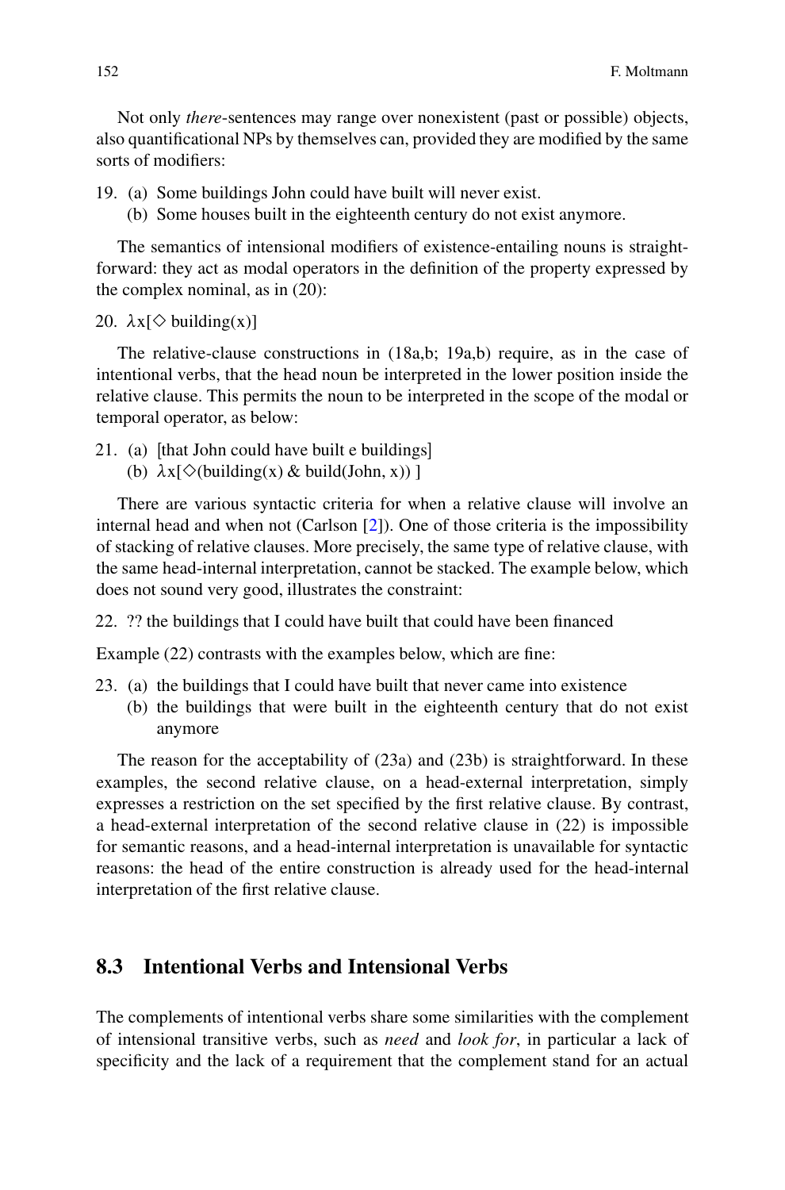Not only *there*-sentences may range over nonexistent (past or possible) objects, also quantificational NPs by themselves can, provided they are modified by the same sorts of modifiers:

19. (a) Some buildings John could have built will never exist.
    (b) Some houses built in the eighteenth century do not exist anymore.

The semantics of intensional modifiers of existence-entailing nouns is straightforward: they act as modal operators in the definition of the property expressed by the complex nominal, as in (20):

20. $\lambda x[\Diamond \text{ building}(x)]$

The relative-clause constructions in (18a,b; 19a,b) require, as in the case of intentional verbs, that the head noun be interpreted in the lower position inside the relative clause. This permits the noun to be interpreted in the scope of the modal or temporal operator, as below:

21. (a) [that John could have built e buildings]
    (b) $\lambda x[\Diamond(\text{building}(x) \ \& \ \text{build}(\text{John}, x))]$

There are various syntactic criteria for when a relative clause will involve an internal head and when not (Carlson [2]). One of those criteria is the impossibility of stacking of relative clauses. More precisely, the same type of relative clause, with the same head-internal interpretation, cannot be stacked. The example below, which does not sound very good, illustrates the constraint:

22. ?? the buildings that I could have built that could have been financed

Example (22) contrasts with the examples below, which are fine:

23. (a) the buildings that I could have built that never came into existence
    (b) the buildings that were built in the eighteenth century that do not exist anymore

The reason for the acceptability of (23a) and (23b) is straightforward. In these examples, the second relative clause, on a head-external interpretation, simply expresses a restriction on the set specified by the first relative clause. By contrast, a head-external interpretation of the second relative clause in (22) is impossible for semantic reasons, and a head-internal interpretation is unavailable for syntactic reasons: the head of the entire construction is already used for the head-internal interpretation of the first relative clause.

## 8.3 Intentional Verbs and Intensional Verbs

The complements of intentional verbs share some similarities with the complement of intensional transitive verbs, such as *need* and *look for*, in particular a lack of specificity and the lack of a requirement that the complement stand for an actual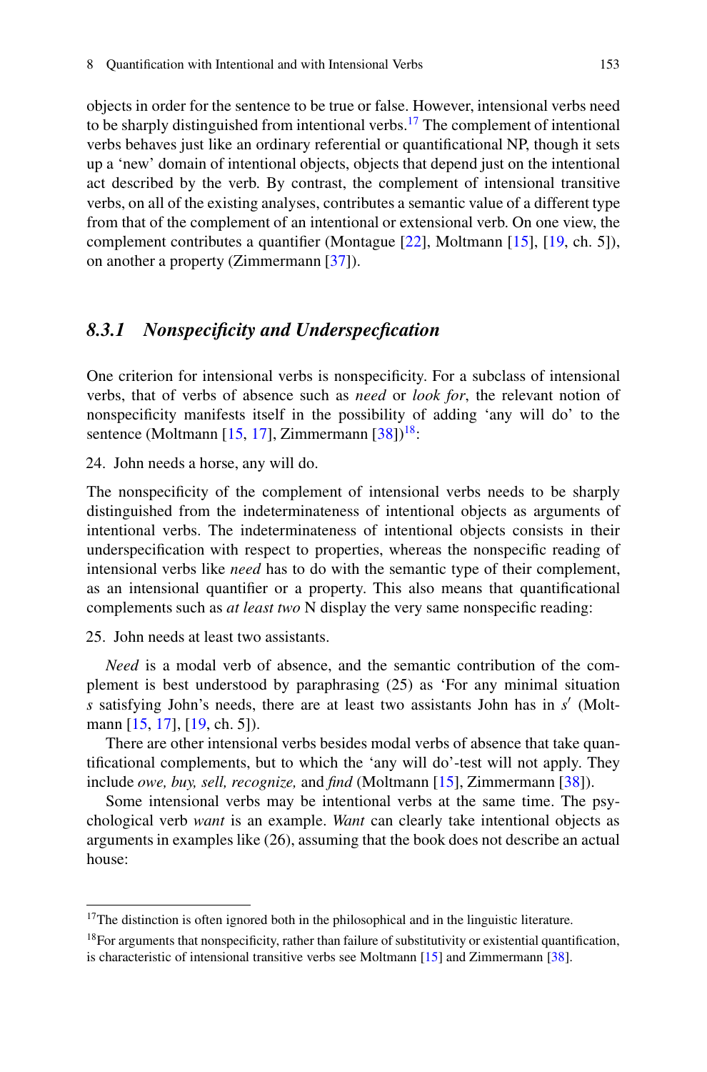objects in order for the sentence to be true or false. However, intensional verbs need to be sharply distinguished from intentional verbs.[17] The complement of intentional verbs behaves just like an ordinary referential or quantificational NP, though it sets up a 'new' domain of intentional objects, objects that depend just on the intentional act described by the verb. By contrast, the complement of intensional transitive verbs, on all of the existing analyses, contributes a semantic value of a different type from that of the complement of an intentional or extensional verb. On one view, the complement contributes a quantifier (Montague [22], Moltmann [15], [19, ch. 5]), on another a property (Zimmermann [37]).

### *8.3.1 Nonspecificity and Underspecfication*

One criterion for intensional verbs is nonspecificity. For a subclass of intensional verbs, that of verbs of absence such as *need* or *look for*, the relevant notion of nonspecificity manifests itself in the possibility of adding 'any will do' to the sentence (Moltmann [15, 17], Zimmermann [38])[18]:

24. John needs a horse, any will do.

The nonspecificity of the complement of intensional verbs needs to be sharply distinguished from the indeterminateness of intentional objects as arguments of intentional verbs. The indeterminateness of intentional objects consists in their underspecification with respect to properties, whereas the nonspecific reading of intensional verbs like *need* has to do with the semantic type of their complement, as an intensional quantifier or a property. This also means that quantificational complements such as *at least two* N display the very same nonspecific reading:

25. John needs at least two assistants.

*Need* is a modal verb of absence, and the semantic contribution of the complement is best understood by paraphrasing (25) as 'For any minimal situation $s$ satisfying John's needs, there are at least two assistants John has in $s'$ (Moltmann [15, 17], [19, ch. 5]).

There are other intensional verbs besides modal verbs of absence that take quantificational complements, but to which the 'any will do'-test will not apply. They include *owe, buy, sell, recognize,* and *find* (Moltmann [15], Zimmermann [38]).

Some intensional verbs may be intentional verbs at the same time. The psychological verb *want* is an example. *Want* can clearly take intentional objects as arguments in examples like (26), assuming that the book does not describe an actual house:

---

[17] The distinction is often ignored both in the philosophical and in the linguistic literature.

[18] For arguments that nonspecificity, rather than failure of substitutivity or existential quantification, is characteristic of intensional transitive verbs see Moltmann [15] and Zimmermann [38].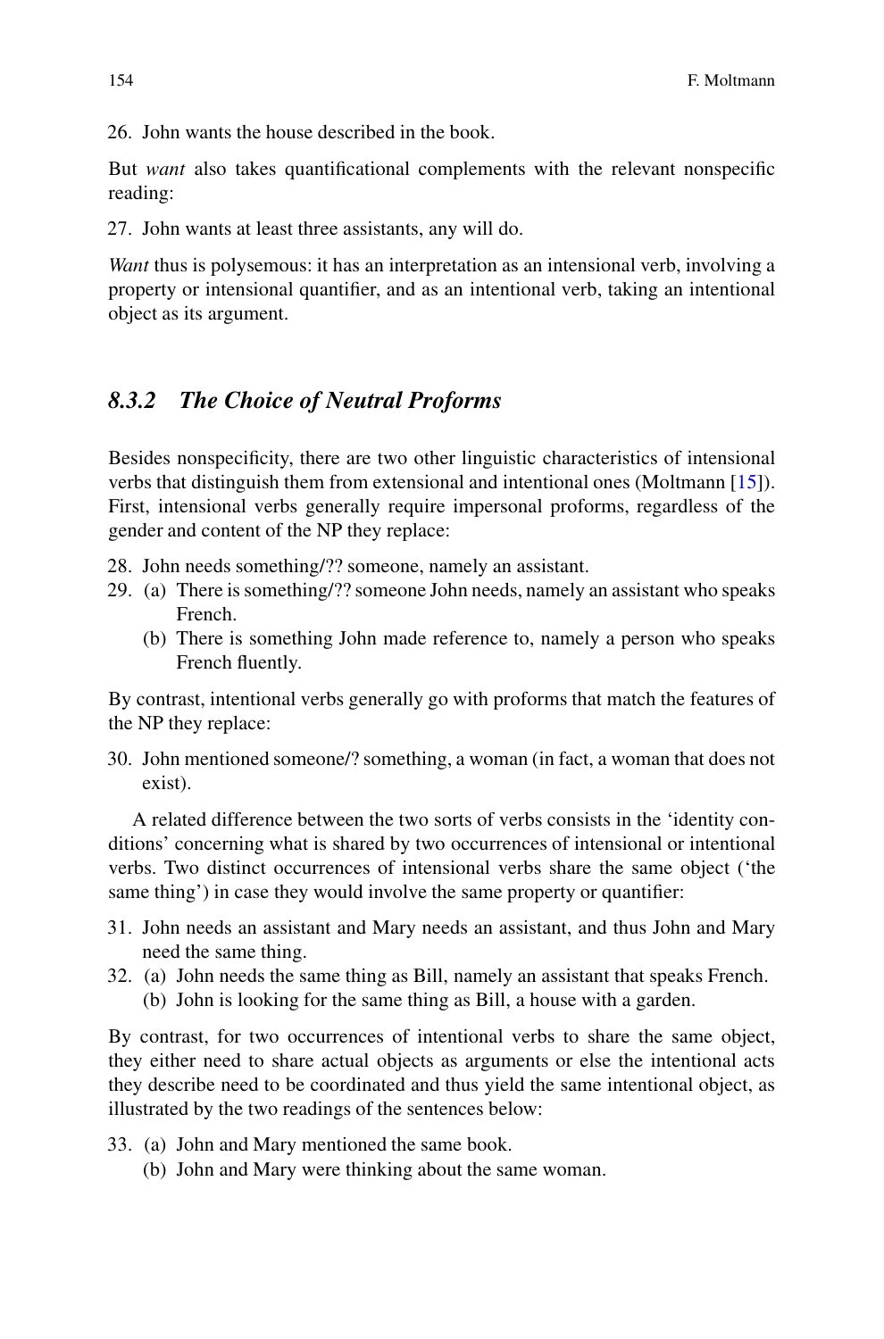26. John wants the house described in the book.

But *want* also takes quantificational complements with the relevant nonspecific reading:

27. John wants at least three assistants, any will do.

*Want* thus is polysemous: it has an interpretation as an intensional verb, involving a property or intensional quantifier, and as an intentional verb, taking an intentional object as its argument.

### *8.3.2 The Choice of Neutral Proforms*

Besides nonspecificity, there are two other linguistic characteristics of intensional verbs that distinguish them from extensional and intentional ones (Moltmann [15]). First, intensional verbs generally require impersonal proforms, regardless of the gender and content of the NP they replace:

28. John needs something/?? someone, namely an assistant.
29. (a) There is something/?? someone John needs, namely an assistant who speaks French.
    (b) There is something John made reference to, namely a person who speaks French fluently.

By contrast, intentional verbs generally go with proforms that match the features of the NP they replace:

30. John mentioned someone/? something, a woman (in fact, a woman that does not exist).

A related difference between the two sorts of verbs consists in the 'identity conditions' concerning what is shared by two occurrences of intensional or intentional verbs. Two distinct occurrences of intensional verbs share the same object ('the same thing') in case they would involve the same property or quantifier:

31. John needs an assistant and Mary needs an assistant, and thus John and Mary need the same thing.
32. (a) John needs the same thing as Bill, namely an assistant that speaks French.
    (b) John is looking for the same thing as Bill, a house with a garden.

By contrast, for two occurrences of intentional verbs to share the same object, they either need to share actual objects as arguments or else the intentional acts they describe need to be coordinated and thus yield the same intentional object, as illustrated by the two readings of the sentences below:

33. (a) John and Mary mentioned the same book.
    (b) John and Mary were thinking about the same woman.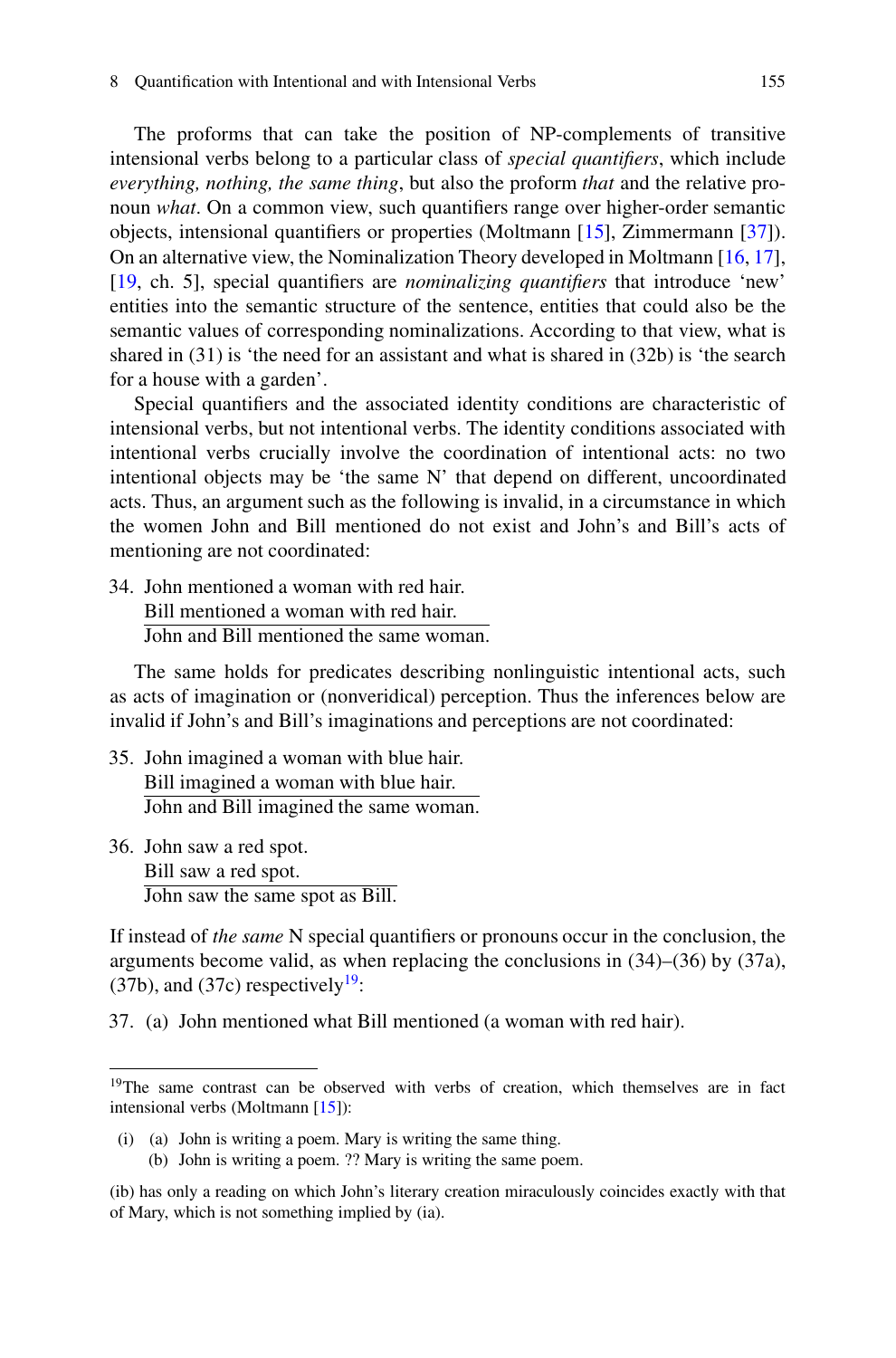The proforms that can take the position of NP-complements of transitive intensional verbs belong to a particular class of *special quantifiers*, which include *everything, nothing, the same thing*, but also the proform *that* and the relative pronoun *what*. On a common view, such quantifiers range over higher-order semantic objects, intensional quantifiers or properties (Moltmann [15], Zimmermann [37]). On an alternative view, the Nominalization Theory developed in Moltmann [16, 17], [19, ch. 5], special quantifiers are *nominalizing quantifiers* that introduce 'new' entities into the semantic structure of the sentence, entities that could also be the semantic values of corresponding nominalizations. According to that view, what is shared in (31) is 'the need for an assistant and what is shared in (32b) is 'the search for a house with a garden'.

Special quantifiers and the associated identity conditions are characteristic of intensional verbs, but not intentional verbs. The identity conditions associated with intentional verbs crucially involve the coordination of intentional acts: no two intentional objects may be 'the same N' that depend on different, uncoordinated acts. Thus, an argument such as the following is invalid, in a circumstance in which the women John and Bill mentioned do not exist and John's and Bill's acts of mentioning are not coordinated:

34. John mentioned a woman with red hair.
    Bill mentioned a woman with red hair.
    ______________________________
    John and Bill mentioned the same woman.

The same holds for predicates describing nonlinguistic intentional acts, such as acts of imagination or (nonveridical) perception. Thus the inferences below are invalid if John's and Bill's imaginations and perceptions are not coordinated:

35. John imagined a woman with blue hair.
    Bill imagined a woman with blue hair.
    ______________________________
    John and Bill imagined the same woman.

36. John saw a red spot.
    Bill saw a red spot.
    ______________________________
    John saw the same spot as Bill.

If instead of *the same* N special quantifiers or pronouns occur in the conclusion, the arguments become valid, as when replacing the conclusions in (34)–(36) by (37a), (37b), and (37c) respectively[19]:

37. (a) John mentioned what Bill mentioned (a woman with red hair).

---

[19] The same contrast can be observed with verbs of creation, which themselves are in fact intensional verbs (Moltmann [15]):

(i) (a) John is writing a poem. Mary is writing the same thing.
    (b) John is writing a poem. ?? Mary is writing the same poem.

(ib) has only a reading on which John's literary creation miraculously coincides exactly with that of Mary, which is not something implied by (ia).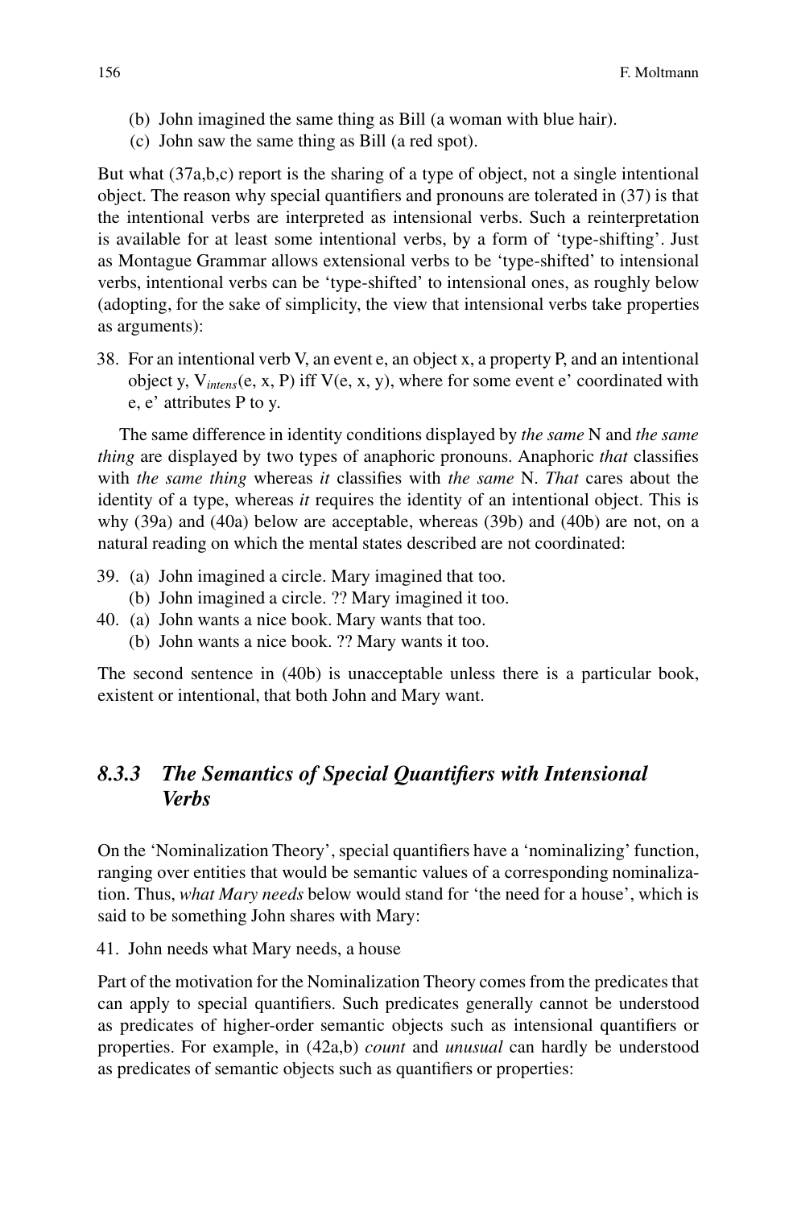(b) John imagined the same thing as Bill (a woman with blue hair).
(c) John saw the same thing as Bill (a red spot).

But what (37a,b,c) report is the sharing of a type of object, not a single intentional object. The reason why special quantifiers and pronouns are tolerated in (37) is that the intentional verbs are interpreted as intensional verbs. Such a reinterpretation is available for at least some intentional verbs, by a form of 'type-shifting'. Just as Montague Grammar allows extensional verbs to be 'type-shifted' to intensional verbs, intentional verbs can be 'type-shifted' to intensional ones, as roughly below (adopting, for the sake of simplicity, the view that intensional verbs take properties as arguments):

38. For an intentional verb V, an event e, an object x, a property P, and an intentional object y, $V_{intens}$(e, x, P) iff V(e, x, y), where for some event e' coordinated with e, e' attributes P to y.

The same difference in identity conditions displayed by *the same* N and *the same thing* are displayed by two types of anaphoric pronouns. Anaphoric *that* classifies with *the same thing* whereas *it* classifies with *the same* N. *That* cares about the identity of a type, whereas *it* requires the identity of an intentional object. This is why (39a) and (40a) below are acceptable, whereas (39b) and (40b) are not, on a natural reading on which the mental states described are not coordinated:

39. (a) John imagined a circle. Mary imagined that too.
    (b) John imagined a circle. ?? Mary imagined it too.
40. (a) John wants a nice book. Mary wants that too.
    (b) John wants a nice book. ?? Mary wants it too.

The second sentence in (40b) is unacceptable unless there is a particular book, existent or intentional, that both John and Mary want.

### *8.3.3 The Semantics of Special Quantifiers with Intensional Verbs*

On the 'Nominalization Theory', special quantifiers have a 'nominalizing' function, ranging over entities that would be semantic values of a corresponding nominalization. Thus, *what Mary needs* below would stand for 'the need for a house', which is said to be something John shares with Mary:

41. John needs what Mary needs, a house

Part of the motivation for the Nominalization Theory comes from the predicates that can apply to special quantifiers. Such predicates generally cannot be understood as predicates of higher-order semantic objects such as intensional quantifiers or properties. For example, in (42a,b) *count* and *unusual* can hardly be understood as predicates of semantic objects such as quantifiers or properties: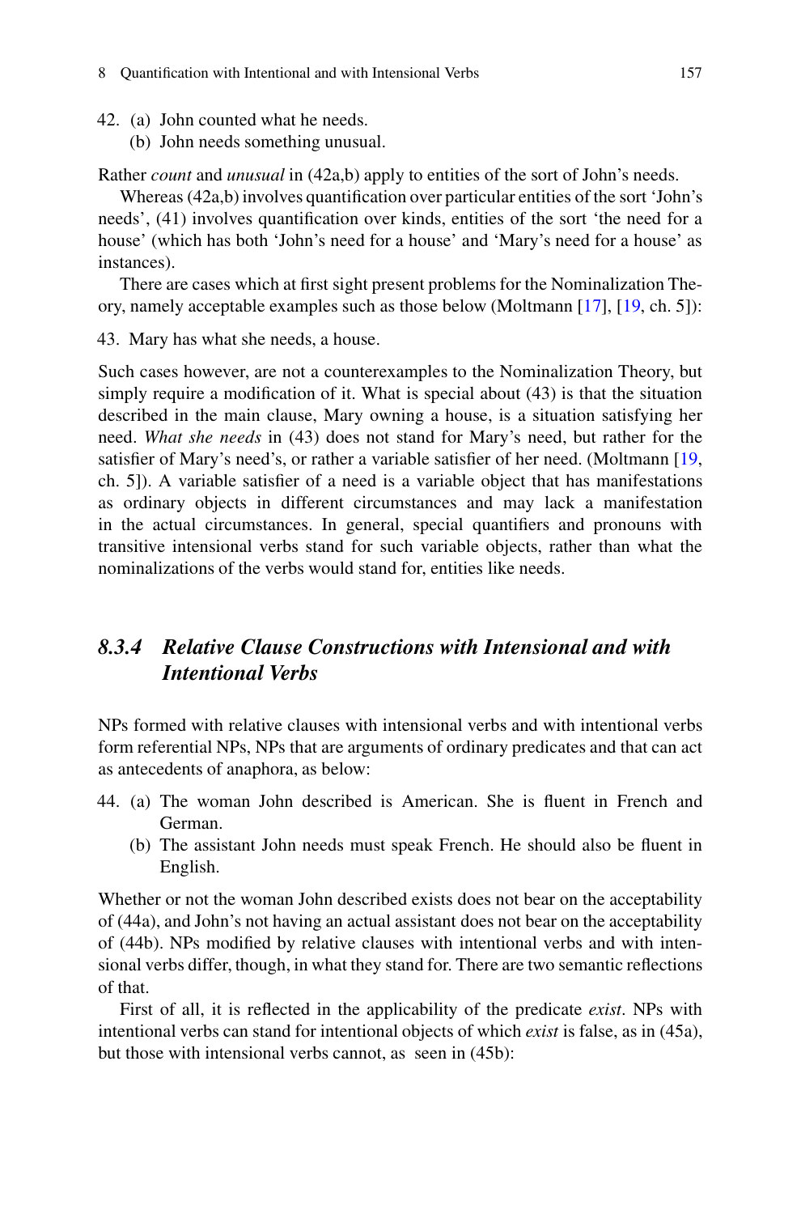42. (a) John counted what he needs.
    (b) John needs something unusual.

Rather *count* and *unusual* in (42a,b) apply to entities of the sort of John's needs.

Whereas (42a,b) involves quantification over particular entities of the sort 'John's needs', (41) involves quantification over kinds, entities of the sort 'the need for a house' (which has both 'John's need for a house' and 'Mary's need for a house' as instances).

There are cases which at first sight present problems for the Nominalization Theory, namely acceptable examples such as those below (Moltmann [17], [19, ch. 5]):

43. Mary has what she needs, a house.

Such cases however, are not a counterexamples to the Nominalization Theory, but simply require a modification of it. What is special about (43) is that the situation described in the main clause, Mary owning a house, is a situation satisfying her need. *What she needs* in (43) does not stand for Mary's need, but rather for the satisfier of Mary's need's, or rather a variable satisfier of her need. (Moltmann [19, ch. 5]). A variable satisfier of a need is a variable object that has manifestations as ordinary objects in different circumstances and may lack a manifestation in the actual circumstances. In general, special quantifiers and pronouns with transitive intensional verbs stand for such variable objects, rather than what the nominalizations of the verbs would stand for, entities like needs.

### *8.3.4 Relative Clause Constructions with Intensional and with Intentional Verbs*

NPs formed with relative clauses with intensional verbs and with intentional verbs form referential NPs, NPs that are arguments of ordinary predicates and that can act as antecedents of anaphora, as below:

44. (a) The woman John described is American. She is fluent in French and German.
    (b) The assistant John needs must speak French. He should also be fluent in English.

Whether or not the woman John described exists does not bear on the acceptability of (44a), and John's not having an actual assistant does not bear on the acceptability of (44b). NPs modified by relative clauses with intentional verbs and with intensional verbs differ, though, in what they stand for. There are two semantic reflections of that.

First of all, it is reflected in the applicability of the predicate *exist*. NPs with intentional verbs can stand for intentional objects of which *exist* is false, as in (45a), but those with intensional verbs cannot, as seen in (45b):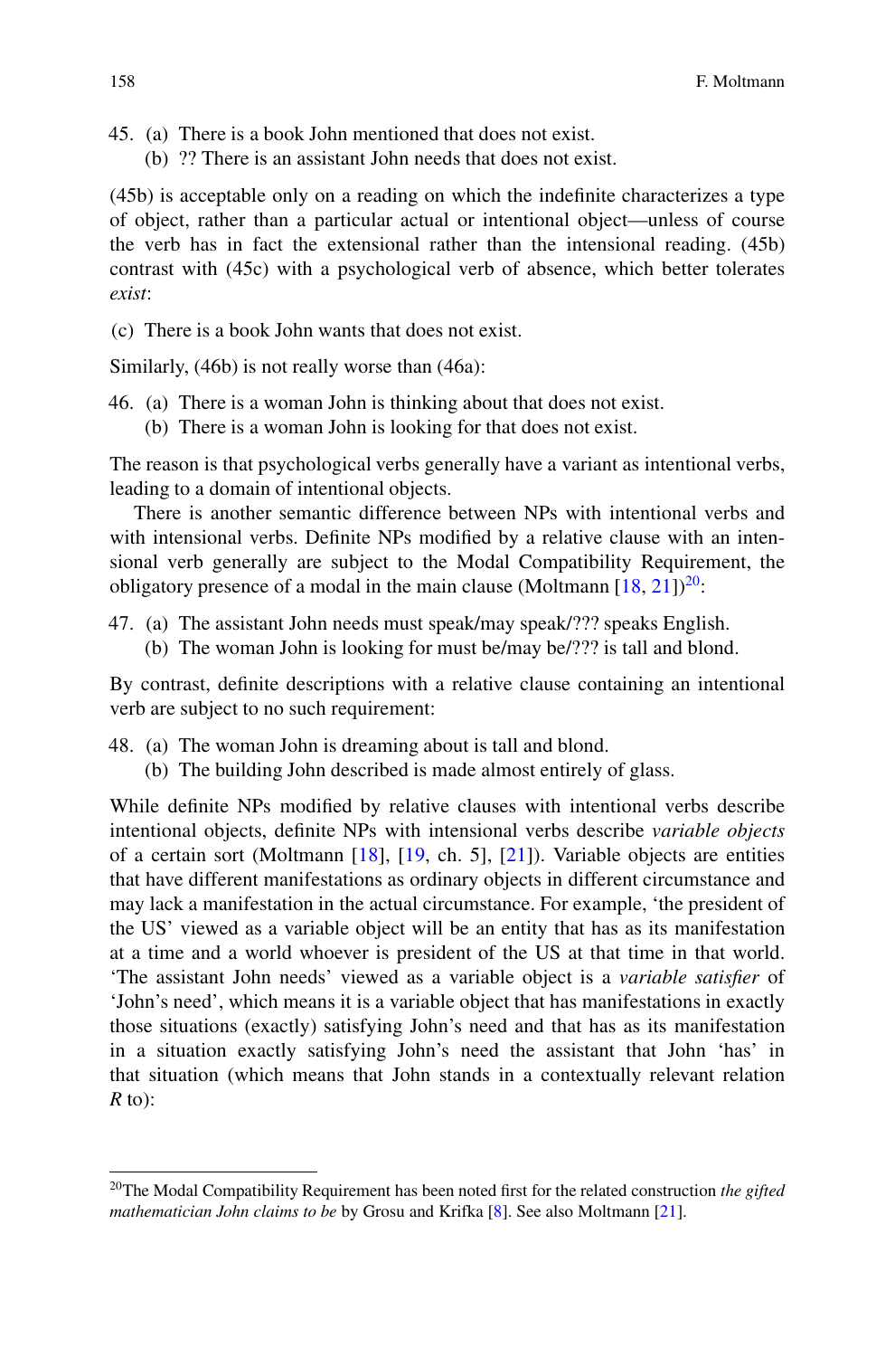45. (a) There is a book John mentioned that does not exist.
    (b) ?? There is an assistant John needs that does not exist.

(45b) is acceptable only on a reading on which the indefinite characterizes a type of object, rather than a particular actual or intentional object—unless of course the verb has in fact the extensional rather than the intensional reading. (45b) contrast with (45c) with a psychological verb of absence, which better tolerates *exist*:

(c) There is a book John wants that does not exist.

Similarly, (46b) is not really worse than (46a):

46. (a) There is a woman John is thinking about that does not exist.
    (b) There is a woman John is looking for that does not exist.

The reason is that psychological verbs generally have a variant as intentional verbs, leading to a domain of intentional objects.

There is another semantic difference between NPs with intentional verbs and with intensional verbs. Definite NPs modified by a relative clause with an intensional verb generally are subject to the Modal Compatibility Requirement, the obligatory presence of a modal in the main clause (Moltmann [18, 21])[20]:

47. (a) The assistant John needs must speak/may speak/??? speaks English.
    (b) The woman John is looking for must be/may be/??? is tall and blond.

By contrast, definite descriptions with a relative clause containing an intentional verb are subject to no such requirement:

48. (a) The woman John is dreaming about is tall and blond.
    (b) The building John described is made almost entirely of glass.

While definite NPs modified by relative clauses with intentional verbs describe intentional objects, definite NPs with intensional verbs describe *variable objects* of a certain sort (Moltmann [18], [19, ch. 5], [21]). Variable objects are entities that have different manifestations as ordinary objects in different circumstance and may lack a manifestation in the actual circumstance. For example, 'the president of the US' viewed as a variable object will be an entity that has as its manifestation at a time and a world whoever is president of the US at that time in that world. 'The assistant John needs' viewed as a variable object is a *variable satisfier* of 'John's need', which means it is a variable object that has manifestations in exactly those situations (exactly) satisfying John's need and that has as its manifestation in a situation exactly satisfying John's need the assistant that John 'has' in that situation (which means that John stands in a contextually relevant relation *R* to):

---

[20] The Modal Compatibility Requirement has been noted first for the related construction *the gifted mathematician John claims to be* by Grosu and Krifka [8]. See also Moltmann [21].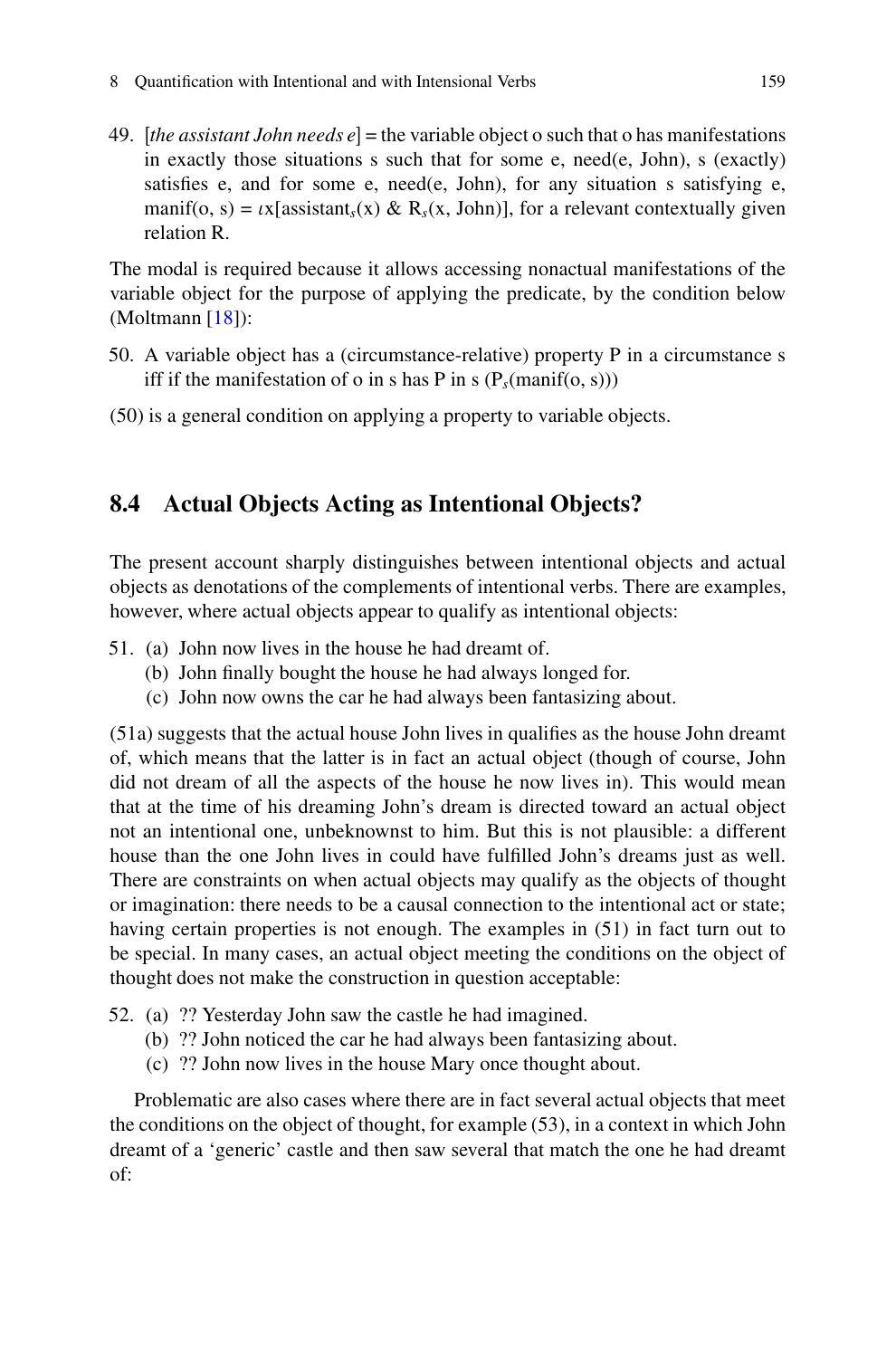49. [*the assistant John needs e*] = the variable object o such that o has manifestations in exactly those situations s such that for some e, need(e, John), s (exactly) satisfies e, and for some e, need(e, John), for any situation s satisfying e, manif(o, s) = $\iota$x[assistant$_s$(x) & R$_s$(x, John)], for a relevant contextually given relation R.

The modal is required because it allows accessing nonactual manifestations of the variable object for the purpose of applying the predicate, by the condition below (Moltmann [18]):

50. A variable object has a (circumstance-relative) property P in a circumstance s iff if the manifestation of o in s has P in s (P$_s$(manif(o, s)))

(50) is a general condition on applying a property to variable objects.

## 8.4 Actual Objects Acting as Intentional Objects?

The present account sharply distinguishes between intentional objects and actual objects as denotations of the complements of intentional verbs. There are examples, however, where actual objects appear to qualify as intentional objects:

51. (a) John now lives in the house he had dreamt of.
    (b) John finally bought the house he had always longed for.
    (c) John now owns the car he had always been fantasizing about.

(51a) suggests that the actual house John lives in qualifies as the house John dreamt of, which means that the latter is in fact an actual object (though of course, John did not dream of all the aspects of the house he now lives in). This would mean that at the time of his dreaming John's dream is directed toward an actual object not an intentional one, unbeknownst to him. But this is not plausible: a different house than the one John lives in could have fulfilled John's dreams just as well. There are constraints on when actual objects may qualify as the objects of thought or imagination: there needs to be a causal connection to the intentional act or state; having certain properties is not enough. The examples in (51) in fact turn out to be special. In many cases, an actual object meeting the conditions on the object of thought does not make the construction in question acceptable:

52. (a) ?? Yesterday John saw the castle he had imagined.
    (b) ?? John noticed the car he had always been fantasizing about.
    (c) ?? John now lives in the house Mary once thought about.

Problematic are also cases where there are in fact several actual objects that meet the conditions on the object of thought, for example (53), in a context in which John dreamt of a 'generic' castle and then saw several that match the one he had dreamt of: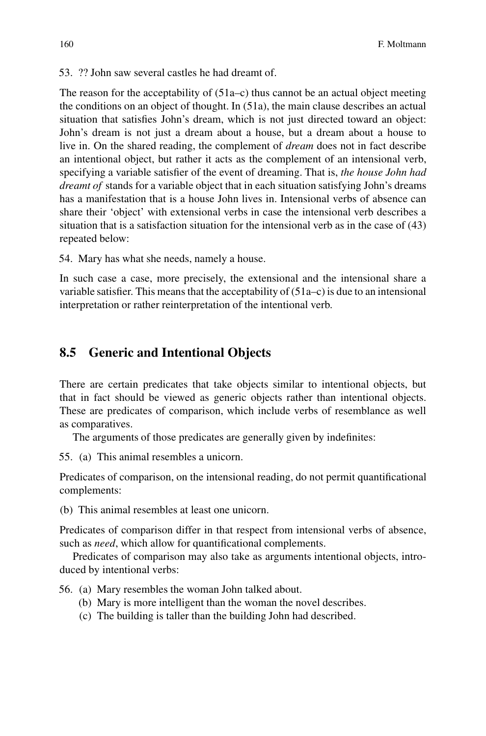53. ?? John saw several castles he had dreamt of.

The reason for the acceptability of (51a–c) thus cannot be an actual object meeting the conditions on an object of thought. In (51a), the main clause describes an actual situation that satisfies John's dream, which is not just directed toward an object: John's dream is not just a dream about a house, but a dream about a house to live in. On the shared reading, the complement of *dream* does not in fact describe an intentional object, but rather it acts as the complement of an intensional verb, specifying a variable satisfier of the event of dreaming. That is, *the house John had dreamt of* stands for a variable object that in each situation satisfying John's dreams has a manifestation that is a house John lives in. Intensional verbs of absence can share their 'object' with extensional verbs in case the intensional verb describes a situation that is a satisfaction situation for the intensional verb as in the case of (43) repeated below:

54. Mary has what she needs, namely a house.

In such case a case, more precisely, the extensional and the intensional share a variable satisfier. This means that the acceptability of (51a–c) is due to an intensional interpretation or rather reinterpretation of the intentional verb.

## 8.5 Generic and Intentional Objects

There are certain predicates that take objects similar to intentional objects, but that in fact should be viewed as generic objects rather than intentional objects. These are predicates of comparison, which include verbs of resemblance as well as comparatives.

The arguments of those predicates are generally given by indefinites:

55. (a) This animal resembles a unicorn.

Predicates of comparison, on the intensional reading, do not permit quantificational complements:

(b) This animal resembles at least one unicorn.

Predicates of comparison differ in that respect from intensional verbs of absence, such as *need*, which allow for quantificational complements.

Predicates of comparison may also take as arguments intentional objects, introduced by intentional verbs:

56. (a) Mary resembles the woman John talked about.
    (b) Mary is more intelligent than the woman the novel describes.
    (c) The building is taller than the building John had described.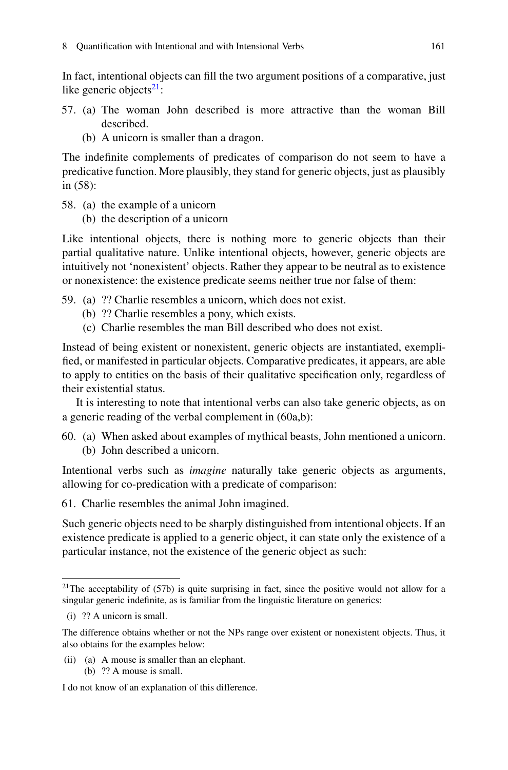In fact, intentional objects can fill the two argument positions of a comparative, just like generic objects[21]:

57. (a) The woman John described is more attractive than the woman Bill described.
    (b) A unicorn is smaller than a dragon.

The indefinite complements of predicates of comparison do not seem to have a predicative function. More plausibly, they stand for generic objects, just as plausibly in (58):

58. (a) the example of a unicorn
    (b) the description of a unicorn

Like intentional objects, there is nothing more to generic objects than their partial qualitative nature. Unlike intentional objects, however, generic objects are intuitively not 'nonexistent' objects. Rather they appear to be neutral as to existence or nonexistence: the existence predicate seems neither true nor false of them:

59. (a) ?? Charlie resembles a unicorn, which does not exist.
    (b) ?? Charlie resembles a pony, which exists.
    (c) Charlie resembles the man Bill described who does not exist.

Instead of being existent or nonexistent, generic objects are instantiated, exemplified, or manifested in particular objects. Comparative predicates, it appears, are able to apply to entities on the basis of their qualitative specification only, regardless of their existential status.

It is interesting to note that intentional verbs can also take generic objects, as on a generic reading of the verbal complement in (60a,b):

60. (a) When asked about examples of mythical beasts, John mentioned a unicorn.
    (b) John described a unicorn.

Intentional verbs such as *imagine* naturally take generic objects as arguments, allowing for co-predication with a predicate of comparison:

61. Charlie resembles the animal John imagined.

Such generic objects need to be sharply distinguished from intentional objects. If an existence predicate is applied to a generic object, it can state only the existence of a particular instance, not the existence of the generic object as such:

---

[21] The acceptability of (57b) is quite surprising in fact, since the positive would not allow for a singular generic indefinite, as is familiar from the linguistic literature on generics:

(i) ?? A unicorn is small.

The difference obtains whether or not the NPs range over existent or nonexistent objects. Thus, it also obtains for the examples below:

(ii) (a) A mouse is smaller than an elephant.
     (b) ?? A mouse is small.

I do not know of an explanation of this difference.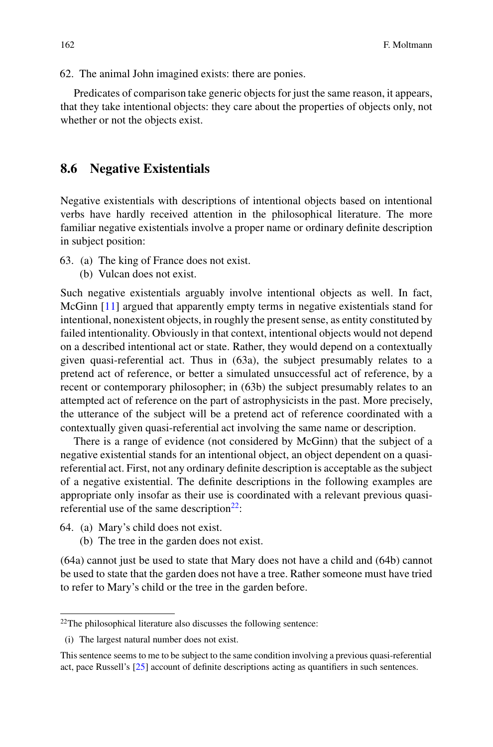62. The animal John imagined exists: there are ponies.

Predicates of comparison take generic objects for just the same reason, it appears, that they take intentional objects: they care about the properties of objects only, not whether or not the objects exist.

## 8.6 Negative Existentials

Negative existentials with descriptions of intentional objects based on intentional verbs have hardly received attention in the philosophical literature. The more familiar negative existentials involve a proper name or ordinary definite description in subject position:

63. (a) The king of France does not exist.
    (b) Vulcan does not exist.

Such negative existentials arguably involve intentional objects as well. In fact, McGinn [11] argued that apparently empty terms in negative existentials stand for intentional, nonexistent objects, in roughly the present sense, as entity constituted by failed intentionality. Obviously in that context, intentional objects would not depend on a described intentional act or state. Rather, they would depend on a contextually given quasi-referential act. Thus in (63a), the subject presumably relates to a pretend act of reference, or better a simulated unsuccessful act of reference, by a recent or contemporary philosopher; in (63b) the subject presumably relates to an attempted act of reference on the part of astrophysicists in the past. More precisely, the utterance of the subject will be a pretend act of reference coordinated with a contextually given quasi-referential act involving the same name or description.

There is a range of evidence (not considered by McGinn) that the subject of a negative existential stands for an intentional object, an object dependent on a quasi-referential act. First, not any ordinary definite description is acceptable as the subject of a negative existential. The definite descriptions in the following examples are appropriate only insofar as their use is coordinated with a relevant previous quasi-referential use of the same description[22]:

64. (a) Mary's child does not exist.
    (b) The tree in the garden does not exist.

(64a) cannot just be used to state that Mary does not have a child and (64b) cannot be used to state that the garden does not have a tree. Rather someone must have tried to refer to Mary's child or the tree in the garden before.

---

[22] The philosophical literature also discusses the following sentence:

(i) The largest natural number does not exist.

This sentence seems to me to be subject to the same condition involving a previous quasi-referential act, pace Russell's [25] account of definite descriptions acting as quantifiers in such sentences.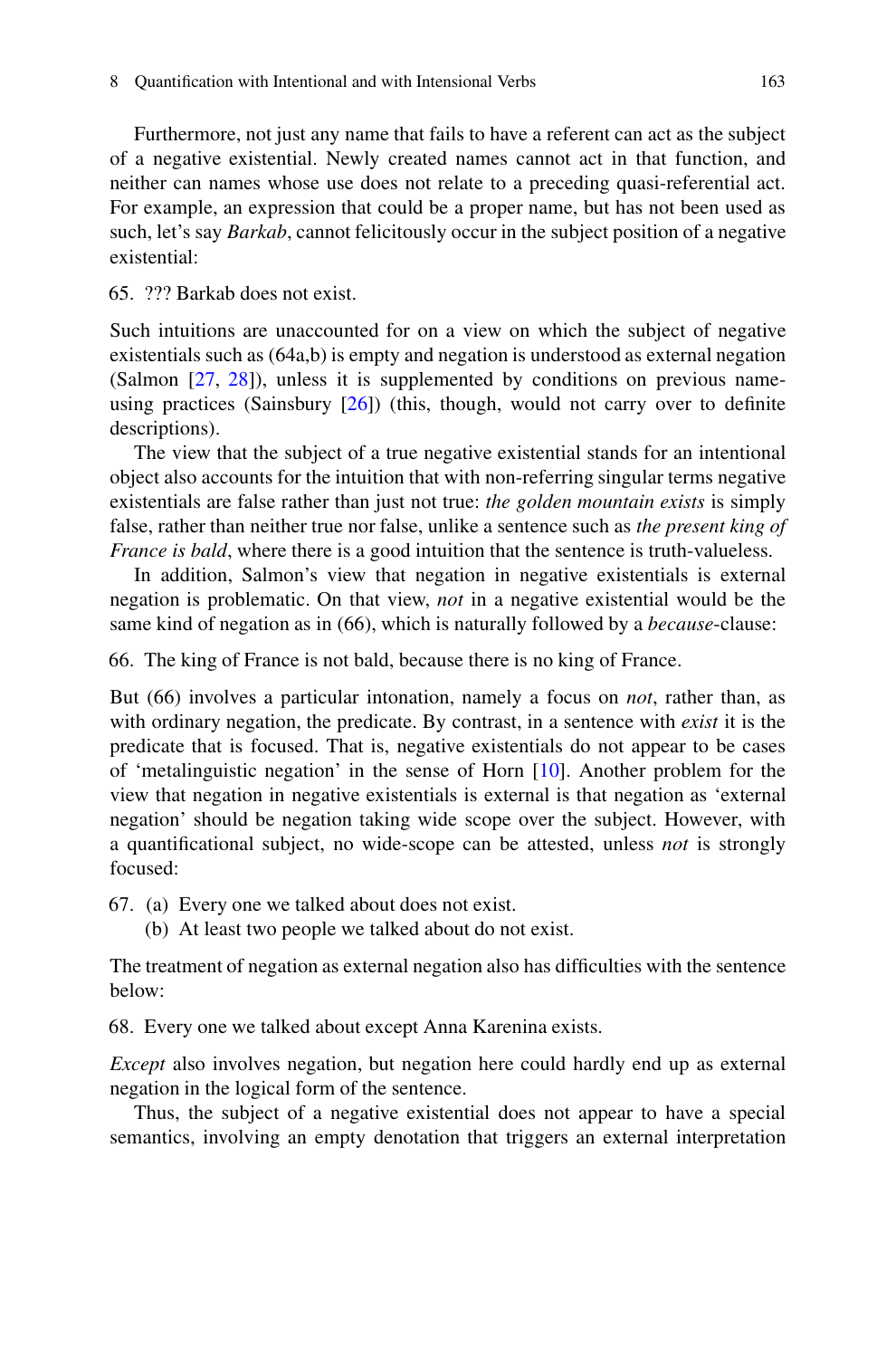Furthermore, not just any name that fails to have a referent can act as the subject of a negative existential. Newly created names cannot act in that function, and neither can names whose use does not relate to a preceding quasi-referential act. For example, an expression that could be a proper name, but has not been used as such, let's say *Barkab*, cannot felicitously occur in the subject position of a negative existential:

65. ??? Barkab does not exist.

Such intuitions are unaccounted for on a view on which the subject of negative existentials such as (64a,b) is empty and negation is understood as external negation (Salmon [27, 28]), unless it is supplemented by conditions on previous name-using practices (Sainsbury [26]) (this, though, would not carry over to definite descriptions).

The view that the subject of a true negative existential stands for an intentional object also accounts for the intuition that with non-referring singular terms negative existentials are false rather than just not true: *the golden mountain exists* is simply false, rather than neither true nor false, unlike a sentence such as *the present king of France is bald*, where there is a good intuition that the sentence is truth-valueless.

In addition, Salmon's view that negation in negative existentials is external negation is problematic. On that view, *not* in a negative existential would be the same kind of negation as in (66), which is naturally followed by a *because*-clause:

66. The king of France is not bald, because there is no king of France.

But (66) involves a particular intonation, namely a focus on *not*, rather than, as with ordinary negation, the predicate. By contrast, in a sentence with *exist* it is the predicate that is focused. That is, negative existentials do not appear to be cases of 'metalinguistic negation' in the sense of Horn [10]. Another problem for the view that negation in negative existentials is external is that negation as 'external negation' should be negation taking wide scope over the subject. However, with a quantificational subject, no wide-scope can be attested, unless *not* is strongly focused:

67. (a) Every one we talked about does not exist.
    (b) At least two people we talked about do not exist.

The treatment of negation as external negation also has difficulties with the sentence below:

68. Every one we talked about except Anna Karenina exists.

*Except* also involves negation, but negation here could hardly end up as external negation in the logical form of the sentence.

Thus, the subject of a negative existential does not appear to have a special semantics, involving an empty denotation that triggers an external interpretation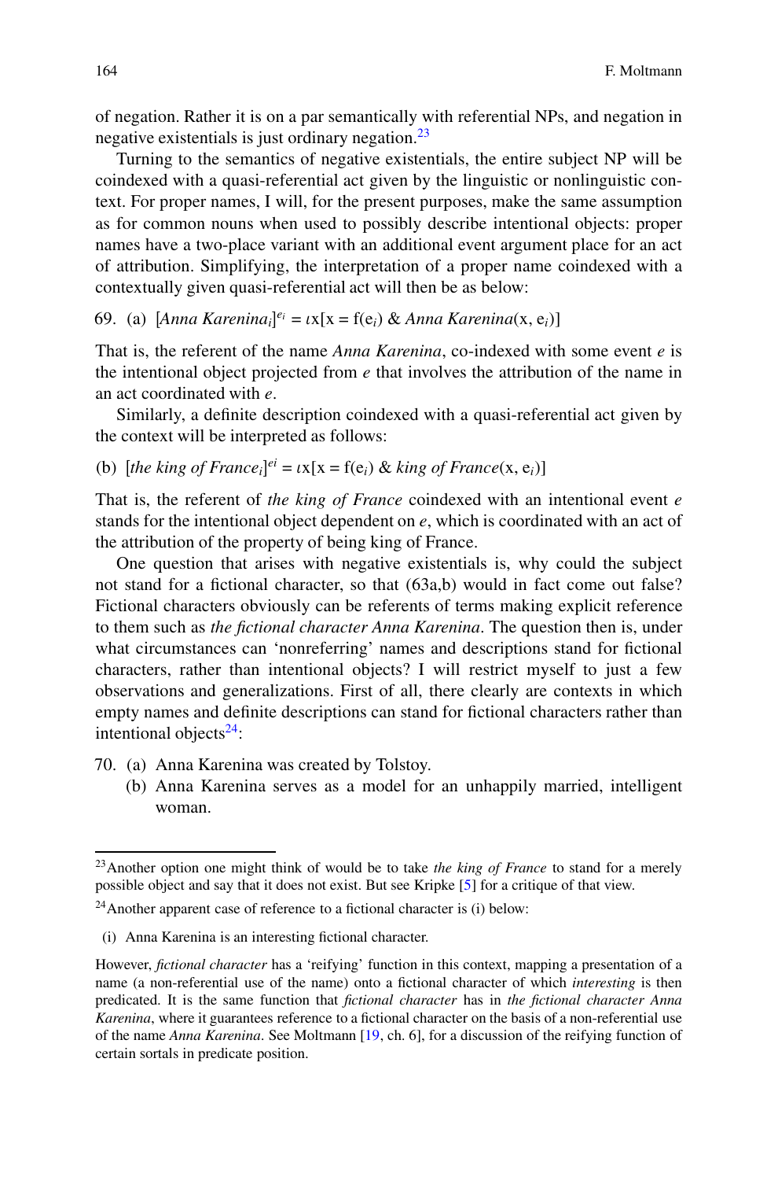of negation. Rather it is on a par semantically with referential NPs, and negation in negative existentials is just ordinary negation.[23]

Turning to the semantics of negative existentials, the entire subject NP will be coindexed with a quasi-referential act given by the linguistic or nonlinguistic context. For proper names, I will, for the present purposes, make the same assumption as for common nouns when used to possibly describe intentional objects: proper names have a two-place variant with an additional event argument place for an act of attribution. Simplifying, the interpretation of a proper name coindexed with a contextually given quasi-referential act will then be as below:

69. (a) $[\textit{Anna Karenina}_i]^{e_i} = \iota x[x = f(e_i)\ \&\ \textit{Anna Karenina}(x, e_i)]$

That is, the referent of the name *Anna Karenina*, co-indexed with some event *e* is the intentional object projected from *e* that involves the attribution of the name in an act coordinated with *e*.

Similarly, a definite description coindexed with a quasi-referential act given by the context will be interpreted as follows:

(b) $[\textit{the king of France}_i]^{ei} = \iota x[x = f(e_i)\ \&\ \textit{king of France}(x, e_i)]$

That is, the referent of *the king of France* coindexed with an intentional event *e* stands for the intentional object dependent on *e*, which is coordinated with an act of the attribution of the property of being king of France.

One question that arises with negative existentials is, why could the subject not stand for a fictional character, so that (63a,b) would in fact come out false? Fictional characters obviously can be referents of terms making explicit reference to them such as *the fictional character Anna Karenina*. The question then is, under what circumstances can 'nonreferring' names and descriptions stand for fictional characters, rather than intentional objects? I will restrict myself to just a few observations and generalizations. First of all, there clearly are contexts in which empty names and definite descriptions can stand for fictional characters rather than intentional objects[24]:

70. (a) Anna Karenina was created by Tolstoy.
    (b) Anna Karenina serves as a model for an unhappily married, intelligent woman.

---

[23] Another option one might think of would be to take *the king of France* to stand for a merely possible object and say that it does not exist. But see Kripke [5] for a critique of that view.

[24] Another apparent case of reference to a fictional character is (i) below:

(i) Anna Karenina is an interesting fictional character.

However, *fictional character* has a 'reifying' function in this context, mapping a presentation of a name (a non-referential use of the name) onto a fictional character of which *interesting* is then predicated. It is the same function that *fictional character* has in *the fictional character Anna Karenina*, where it guarantees reference to a fictional character on the basis of a non-referential use of the name *Anna Karenina*. See Moltmann [19, ch. 6], for a discussion of the reifying function of certain sortals in predicate position.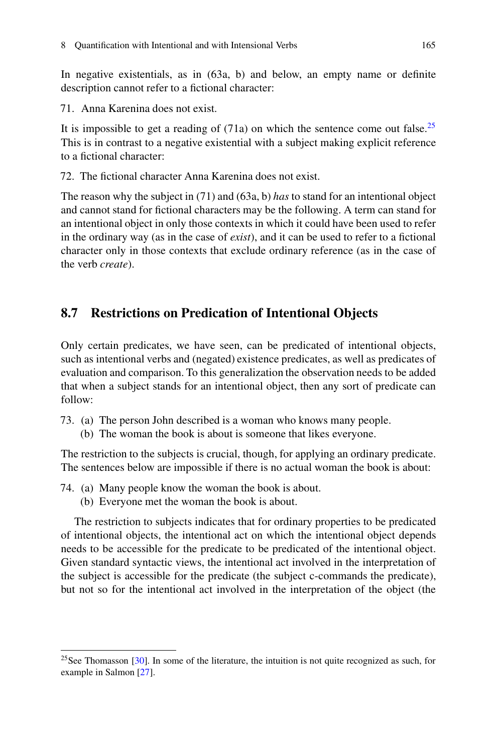In negative existentials, as in (63a, b) and below, an empty name or definite description cannot refer to a fictional character:

71. Anna Karenina does not exist.

It is impossible to get a reading of (71a) on which the sentence come out false.[25] This is in contrast to a negative existential with a subject making explicit reference to a fictional character:

72. The fictional character Anna Karenina does not exist.

The reason why the subject in (71) and (63a, b) *has* to stand for an intentional object and cannot stand for fictional characters may be the following. A term can stand for an intentional object in only those contexts in which it could have been used to refer in the ordinary way (as in the case of *exist*), and it can be used to refer to a fictional character only in those contexts that exclude ordinary reference (as in the case of the verb *create*).

## 8.7 Restrictions on Predication of Intentional Objects

Only certain predicates, we have seen, can be predicated of intentional objects, such as intentional verbs and (negated) existence predicates, as well as predicates of evaluation and comparison. To this generalization the observation needs to be added that when a subject stands for an intentional object, then any sort of predicate can follow:

73. (a) The person John described is a woman who knows many people.
    (b) The woman the book is about is someone that likes everyone.

The restriction to the subjects is crucial, though, for applying an ordinary predicate. The sentences below are impossible if there is no actual woman the book is about:

74. (a) Many people know the woman the book is about.
    (b) Everyone met the woman the book is about.

The restriction to subjects indicates that for ordinary properties to be predicated of intentional objects, the intentional act on which the intentional object depends needs to be accessible for the predicate to be predicated of the intentional object. Given standard syntactic views, the intentional act involved in the interpretation of the subject is accessible for the predicate (the subject c-commands the predicate), but not so for the intentional act involved in the interpretation of the object (the

[25] See Thomasson [30]. In some of the literature, the intuition is not quite recognized as such, for example in Salmon [27].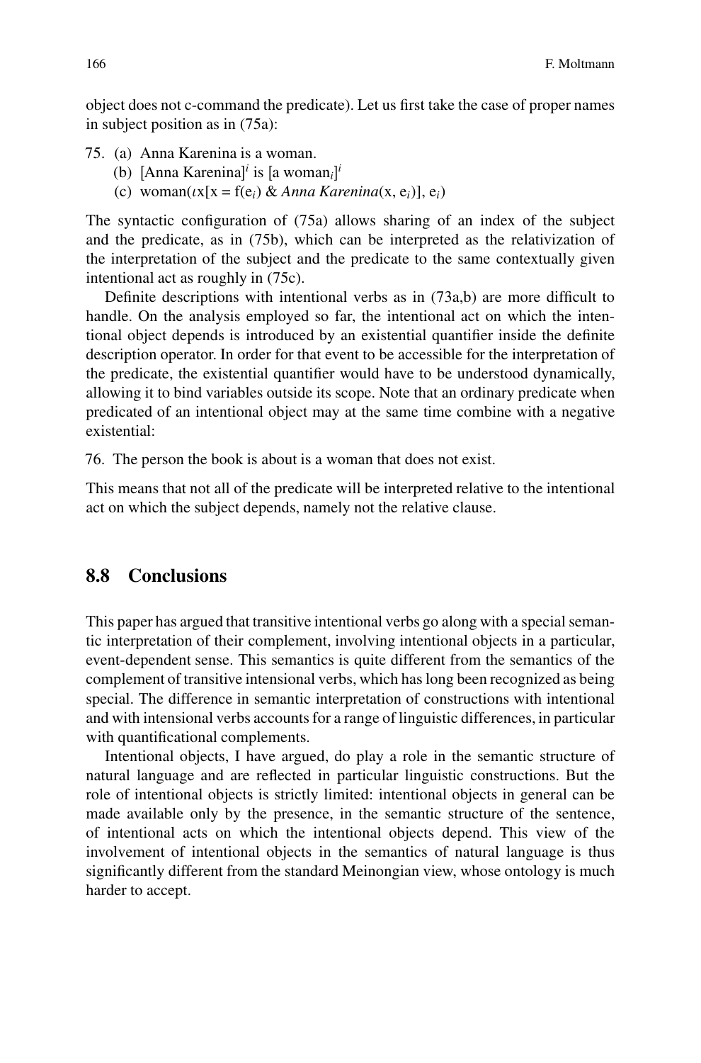object does not c-command the predicate). Let us first take the case of proper names in subject position as in (75a):

75. (a) Anna Karenina is a woman.
    (b) [Anna Karenina]$^i$ is [a woman$_i$]$^i$
    (c) woman($\iota$x[x = f(e$_i$) & *Anna Karenina*(x, e$_i$)], e$_i$)

The syntactic configuration of (75a) allows sharing of an index of the subject and the predicate, as in (75b), which can be interpreted as the relativization of the interpretation of the subject and the predicate to the same contextually given intentional act as roughly in (75c).

Definite descriptions with intentional verbs as in (73a,b) are more difficult to handle. On the analysis employed so far, the intentional act on which the intentional object depends is introduced by an existential quantifier inside the definite description operator. In order for that event to be accessible for the interpretation of the predicate, the existential quantifier would have to be understood dynamically, allowing it to bind variables outside its scope. Note that an ordinary predicate when predicated of an intentional object may at the same time combine with a negative existential:

76. The person the book is about is a woman that does not exist.

This means that not all of the predicate will be interpreted relative to the intentional act on which the subject depends, namely not the relative clause.

## 8.8 Conclusions

This paper has argued that transitive intentional verbs go along with a special semantic interpretation of their complement, involving intentional objects in a particular, event-dependent sense. This semantics is quite different from the semantics of the complement of transitive intensional verbs, which has long been recognized as being special. The difference in semantic interpretation of constructions with intentional and with intensional verbs accounts for a range of linguistic differences, in particular with quantificational complements.

Intentional objects, I have argued, do play a role in the semantic structure of natural language and are reflected in particular linguistic constructions. But the role of intentional objects is strictly limited: intentional objects in general can be made available only by the presence, in the semantic structure of the sentence, of intentional acts on which the intentional objects depend. This view of the involvement of intentional objects in the semantics of natural language is thus significantly different from the standard Meinongian view, whose ontology is much harder to accept.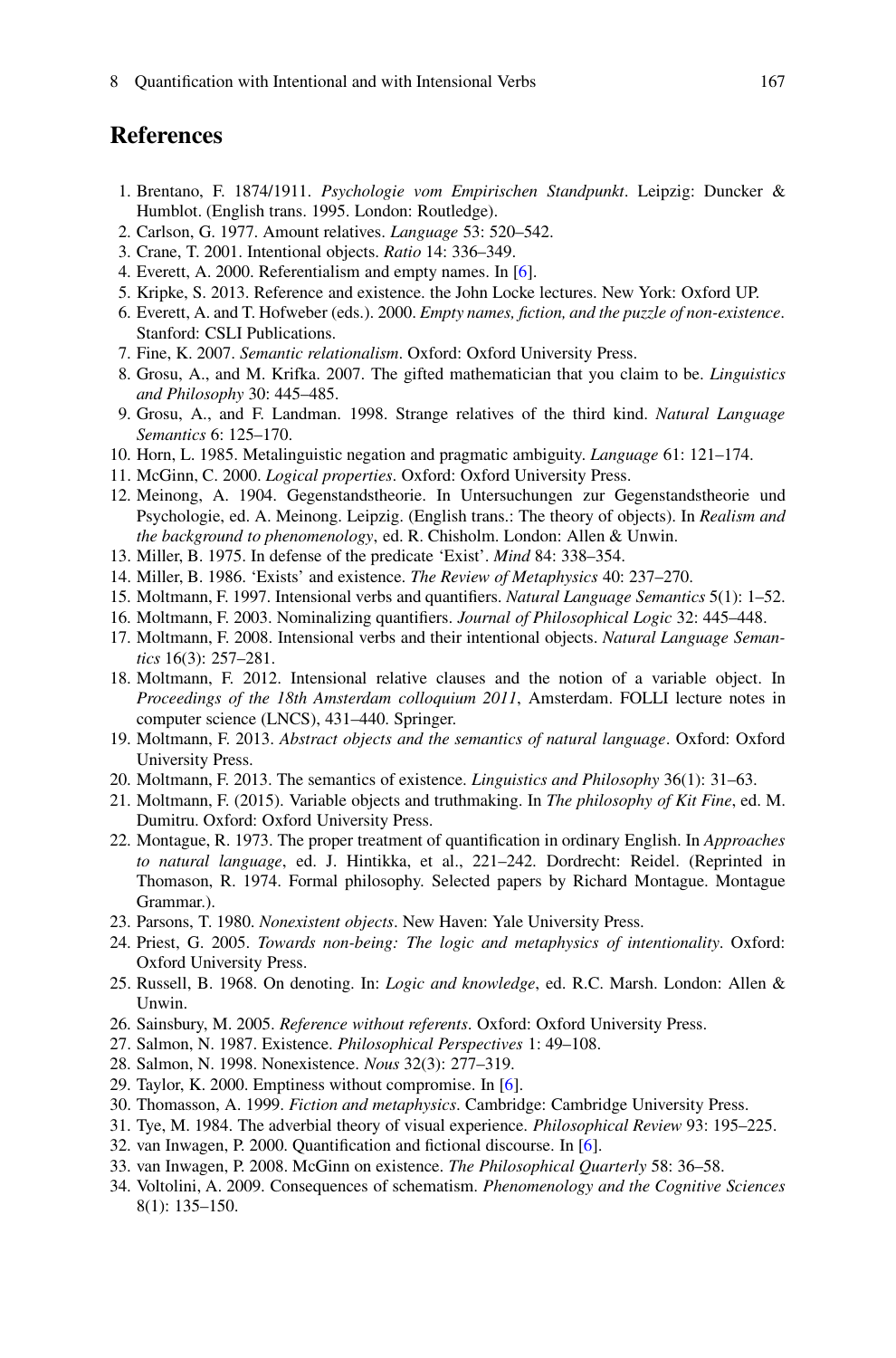## References

1. Brentano, F. 1874/1911. *Psychologie vom Empirischen Standpunkt*. Leipzig: Duncker & Humblot. (English trans. 1995. London: Routledge).
2. Carlson, G. 1977. Amount relatives. *Language* 53: 520–542.
3. Crane, T. 2001. Intentional objects. *Ratio* 14: 336–349.
4. Everett, A. 2000. Referentialism and empty names. In [6].
5. Kripke, S. 2013. Reference and existence. the John Locke lectures. New York: Oxford UP.
6. Everett, A. and T. Hofweber (eds.). 2000. *Empty names, fiction, and the puzzle of non-existence*. Stanford: CSLI Publications.
7. Fine, K. 2007. *Semantic relationalism*. Oxford: Oxford University Press.
8. Grosu, A., and M. Krifka. 2007. The gifted mathematician that you claim to be. *Linguistics and Philosophy* 30: 445–485.
9. Grosu, A., and F. Landman. 1998. Strange relatives of the third kind. *Natural Language Semantics* 6: 125–170.
10. Horn, L. 1985. Metalinguistic negation and pragmatic ambiguity. *Language* 61: 121–174.
11. McGinn, C. 2000. *Logical properties*. Oxford: Oxford University Press.
12. Meinong, A. 1904. Gegenstandstheorie. In Untersuchungen zur Gegenstandstheorie und Psychologie, ed. A. Meinong. Leipzig. (English trans.: The theory of objects). In *Realism and the background to phenomenology*, ed. R. Chisholm. London: Allen & Unwin.
13. Miller, B. 1975. In defense of the predicate 'Exist'. *Mind* 84: 338–354.
14. Miller, B. 1986. 'Exists' and existence. *The Review of Metaphysics* 40: 237–270.
15. Moltmann, F. 1997. Intensional verbs and quantifiers. *Natural Language Semantics* 5(1): 1–52.
16. Moltmann, F. 2003. Nominalizing quantifiers. *Journal of Philosophical Logic* 32: 445–448.
17. Moltmann, F. 2008. Intensional verbs and their intentional objects. *Natural Language Semantics* 16(3): 257–281.
18. Moltmann, F. 2012. Intensional relative clauses and the notion of a variable object. In *Proceedings of the 18th Amsterdam colloquium 2011*, Amsterdam. FOLLI lecture notes in computer science (LNCS), 431–440. Springer.
19. Moltmann, F. 2013. *Abstract objects and the semantics of natural language*. Oxford: Oxford University Press.
20. Moltmann, F. 2013. The semantics of existence. *Linguistics and Philosophy* 36(1): 31–63.
21. Moltmann, F. (2015). Variable objects and truthmaking. In *The philosophy of Kit Fine*, ed. M. Dumitru. Oxford: Oxford University Press.
22. Montague, R. 1973. The proper treatment of quantification in ordinary English. In *Approaches to natural language*, ed. J. Hintikka, et al., 221–242. Dordrecht: Reidel. (Reprinted in Thomason, R. 1974. Formal philosophy. Selected papers by Richard Montague. Montague Grammar.).
23. Parsons, T. 1980. *Nonexistent objects*. New Haven: Yale University Press.
24. Priest, G. 2005. *Towards non-being: The logic and metaphysics of intentionality*. Oxford: Oxford University Press.
25. Russell, B. 1968. On denoting. In: *Logic and knowledge*, ed. R.C. Marsh. London: Allen & Unwin.
26. Sainsbury, M. 2005. *Reference without referents*. Oxford: Oxford University Press.
27. Salmon, N. 1987. Existence. *Philosophical Perspectives* 1: 49–108.
28. Salmon, N. 1998. Nonexistence. *Nous* 32(3): 277–319.
29. Taylor, K. 2000. Emptiness without compromise. In [6].
30. Thomasson, A. 1999. *Fiction and metaphysics*. Cambridge: Cambridge University Press.
31. Tye, M. 1984. The adverbial theory of visual experience. *Philosophical Review* 93: 195–225.
32. van Inwagen, P. 2000. Quantification and fictional discourse. In [6].
33. van Inwagen, P. 2008. McGinn on existence. *The Philosophical Quarterly* 58: 36–58.
34. Voltolini, A. 2009. Consequences of schematism. *Phenomenology and the Cognitive Sciences* 8(1): 135–150.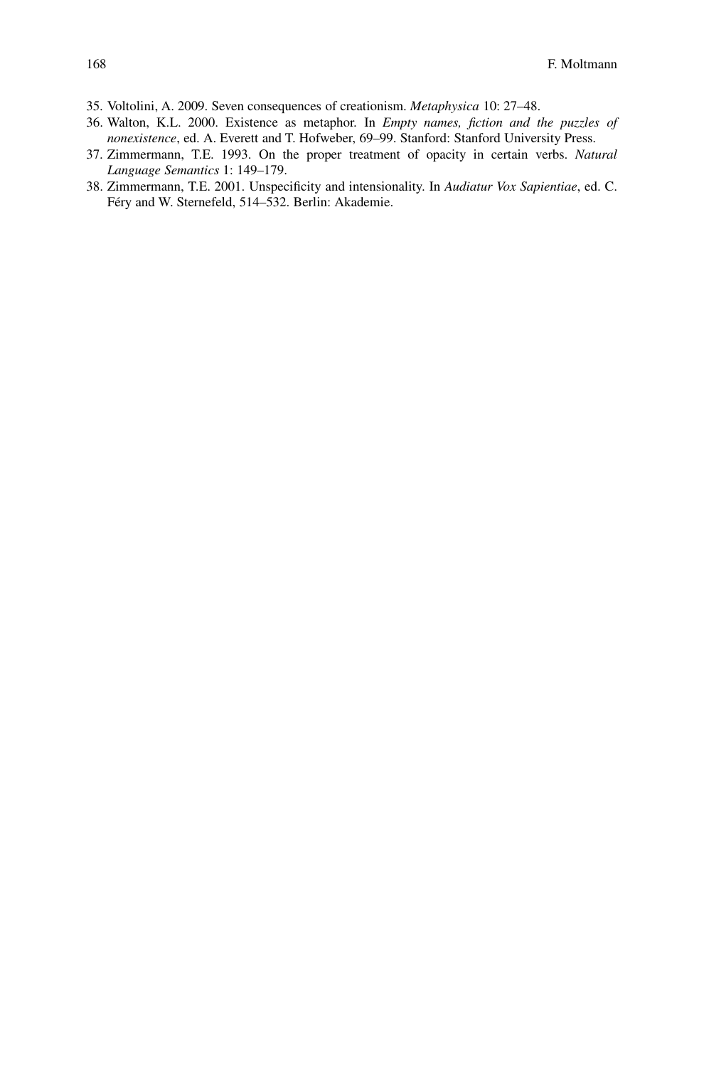35. Voltolini, A. 2009. Seven consequences of creationism. *Metaphysica* 10: 27–48.
36. Walton, K.L. 2000. Existence as metaphor. In *Empty names, fiction and the puzzles of nonexistence*, ed. A. Everett and T. Hofweber, 69–99. Stanford: Stanford University Press.
37. Zimmermann, T.E. 1993. On the proper treatment of opacity in certain verbs. *Natural Language Semantics* 1: 149–179.
38. Zimmermann, T.E. 2001. Unspecificity and intensionality. In *Audiatur Vox Sapientiae*, ed. C. Féry and W. Sternefeld, 514–532. Berlin: Akademie.